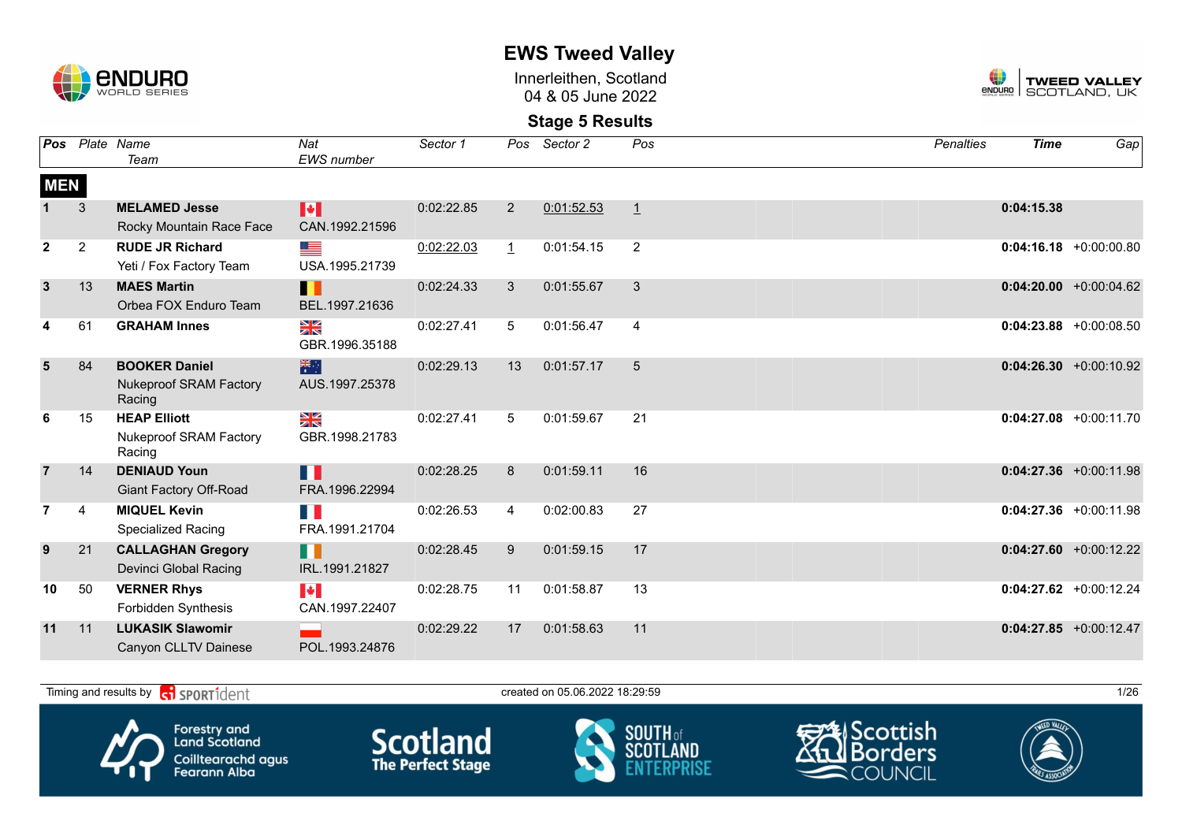# EWS Tweed Valley

Innerleithen, Scotland
04 & 05 June 2022

## Stage 5 Results

| Pos | Plate | Name / Team | Nat / EWS number | Sector 1 | Pos | Sector 2 | Pos | Penalties | Time | Gap |
|---|---|---|---|---|---|---|---|---|---|---|
| **MEN** | | | | | | | | | | |
| 1 | 3 | **MELAMED Jesse** Rocky Mountain Race Face | CAN.1992.21596 | 0:02:22.85 | 2 | 0:01:52.53 | 1 | | **0:04:15.38** | |
| 2 | 2 | **RUDE JR Richard** Yeti / Fox Factory Team | USA.1995.21739 | 0:02:22.03 | 1 | 0:01:54.15 | 2 | | **0:04:16.18** | +0:00:00.80 |
| 3 | 13 | **MAES Martin** Orbea FOX Enduro Team | BEL.1997.21636 | 0:02:24.33 | 3 | 0:01:55.67 | 3 | | **0:04:20.00** | +0:00:04.62 |
| 4 | 61 | **GRAHAM Innes** | GBR.1996.35188 | 0:02:27.41 | 5 | 0:01:56.47 | 4 | | **0:04:23.88** | +0:00:08.50 |
| 5 | 84 | **BOOKER Daniel** Nukeproof SRAM Factory Racing | AUS.1997.25378 | 0:02:29.13 | 13 | 0:01:57.17 | 5 | | **0:04:26.30** | +0:00:10.92 |
| 6 | 15 | **HEAP Elliott** Nukeproof SRAM Factory Racing | GBR.1998.21783 | 0:02:27.41 | 5 | 0:01:59.67 | 21 | | **0:04:27.08** | +0:00:11.70 |
| 7 | 14 | **DENIAUD Youn** Giant Factory Off-Road | FRA.1996.22994 | 0:02:28.25 | 8 | 0:01:59.11 | 16 | | **0:04:27.36** | +0:00:11.98 |
| 7 | 4 | **MIQUEL Kevin** Specialized Racing | FRA.1991.21704 | 0:02:26.53 | 4 | 0:02:00.83 | 27 | | **0:04:27.36** | +0:00:11.98 |
| 9 | 21 | **CALLAGHAN Gregory** Devinci Global Racing | IRL.1991.21827 | 0:02:28.45 | 9 | 0:01:59.15 | 17 | | **0:04:27.60** | +0:00:12.22 |
| 10 | 50 | **VERNER Rhys** Forbidden Synthesis | CAN.1997.22407 | 0:02:28.75 | 11 | 0:01:58.87 | 13 | | **0:04:27.62** | +0:00:12.24 |
| 11 | 11 | **LUKASIK Slawomir** Canyon CLLTV Dainese | POL.1993.24876 | 0:02:29.22 | 17 | 0:01:58.63 | 11 | | **0:04:27.85** | +0:00:12.47 |

Timing and results by SPORTident

created on 05.06.2022 18:29:59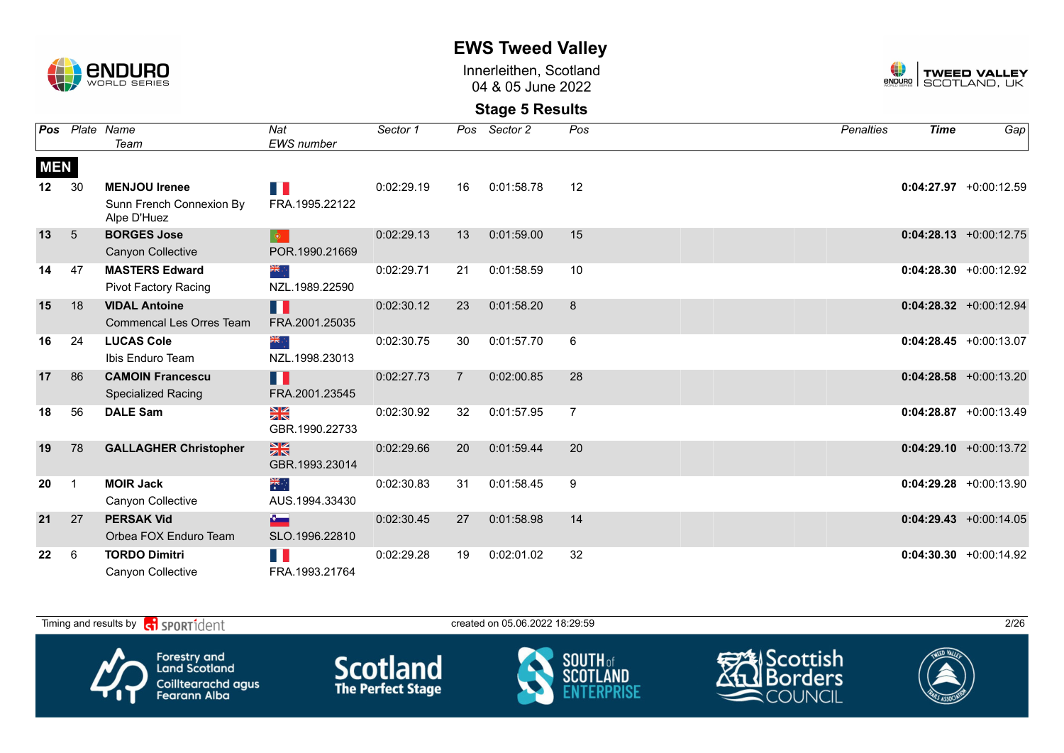# EWS Tweed Valley

Innerleithen, Scotland
04 & 05 June 2022

## Stage 5 Results

| Pos | Plate | Name / Team | Nat / EWS number | Sector 1 | Pos | Sector 2 | Pos | Penalties | Time | Gap |
|---|---|---|---|---|---|---|---|---|---|---|
| **MEN** | | | | | | | | | | |
| **12** | 30 | **MENJOU Irenee**<br>Sunn French Connexion By Alpe D'Huez | FRA.1995.22122 | 0:02:29.19 | 16 | 0:01:58.78 | 12 | | **0:04:27.97** | +0:00:12.59 |
| **13** | 5 | **BORGES Jose**<br>Canyon Collective | POR.1990.21669 | 0:02:29.13 | 13 | 0:01:59.00 | 15 | | **0:04:28.13** | +0:00:12.75 |
| **14** | 47 | **MASTERS Edward**<br>Pivot Factory Racing | NZL.1989.22590 | 0:02:29.71 | 21 | 0:01:58.59 | 10 | | **0:04:28.30** | +0:00:12.92 |
| **15** | 18 | **VIDAL Antoine**<br>Commencal Les Orres Team | FRA.2001.25035 | 0:02:30.12 | 23 | 0:01:58.20 | 8 | | **0:04:28.32** | +0:00:12.94 |
| **16** | 24 | **LUCAS Cole**<br>Ibis Enduro Team | NZL.1998.23013 | 0:02:30.75 | 30 | 0:01:57.70 | 6 | | **0:04:28.45** | +0:00:13.07 |
| **17** | 86 | **CAMOIN Francescu**<br>Specialized Racing | FRA.2001.23545 | 0:02:27.73 | 7 | 0:02:00.85 | 28 | | **0:04:28.58** | +0:00:13.20 |
| **18** | 56 | **DALE Sam** | GBR.1990.22733 | 0:02:30.92 | 32 | 0:01:57.95 | 7 | | **0:04:28.87** | +0:00:13.49 |
| **19** | 78 | **GALLAGHER Christopher** | GBR.1993.23014 | 0:02:29.66 | 20 | 0:01:59.44 | 20 | | **0:04:29.10** | +0:00:13.72 |
| **20** | 1 | **MOIR Jack**<br>Canyon Collective | AUS.1994.33430 | 0:02:30.83 | 31 | 0:01:58.45 | 9 | | **0:04:29.28** | +0:00:13.90 |
| **21** | 27 | **PERSAK Vid**<br>Orbea FOX Enduro Team | SLO.1996.22810 | 0:02:30.45 | 27 | 0:01:58.98 | 14 | | **0:04:29.43** | +0:00:14.05 |
| **22** | 6 | **TORDO Dimitri**<br>Canyon Collective | FRA.1993.21764 | 0:02:29.28 | 19 | 0:02:01.02 | 32 | | **0:04:30.30** | +0:00:14.92 |

Timing and results by SPORTident — created on 05.06.2022 18:29:59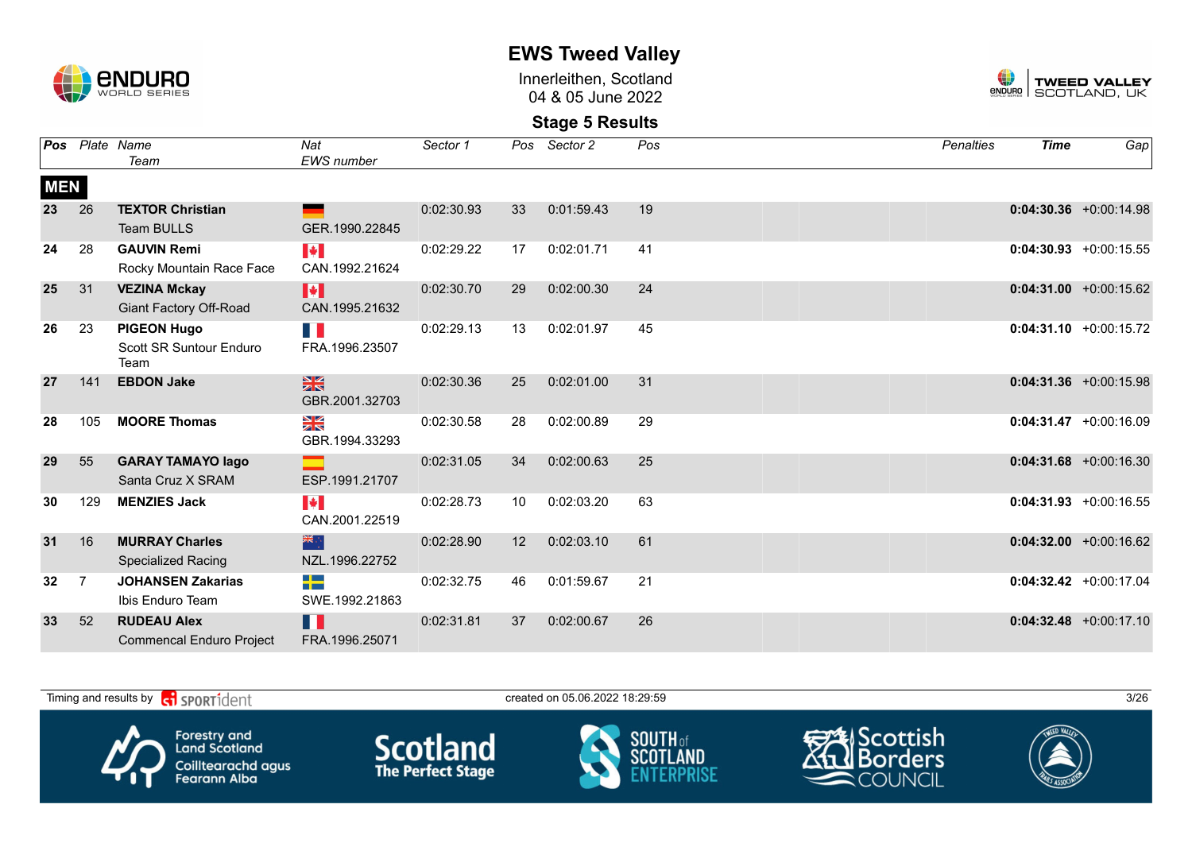# EWS Tweed Valley

Innerleithen, Scotland
04 & 05 June 2022

## Stage 5 Results

| Pos | Plate | Name / Team | Nat / EWS number | Sector 1 | Pos | Sector 2 | Pos | Penalties | Time | Gap |
|---|---|---|---|---|---|---|---|---|---|---|
| **MEN** | | | | | | | | | | |
| 23 | 26 | **TEXTOR Christian** Team BULLS | GER.1990.22845 | 0:02:30.93 | 33 | 0:01:59.43 | 19 | | **0:04:30.36** | +0:00:14.98 |
| 24 | 28 | **GAUVIN Remi** Rocky Mountain Race Face | CAN.1992.21624 | 0:02:29.22 | 17 | 0:02:01.71 | 41 | | **0:04:30.93** | +0:00:15.55 |
| 25 | 31 | **VEZINA Mckay** Giant Factory Off-Road | CAN.1995.21632 | 0:02:30.70 | 29 | 0:02:00.30 | 24 | | **0:04:31.00** | +0:00:15.62 |
| 26 | 23 | **PIGEON Hugo** Scott SR Suntour Enduro Team | FRA.1996.23507 | 0:02:29.13 | 13 | 0:02:01.97 | 45 | | **0:04:31.10** | +0:00:15.72 |
| 27 | 141 | **EBDON Jake** | GBR.2001.32703 | 0:02:30.36 | 25 | 0:02:01.00 | 31 | | **0:04:31.36** | +0:00:15.98 |
| 28 | 105 | **MOORE Thomas** | GBR.1994.33293 | 0:02:30.58 | 28 | 0:02:00.89 | 29 | | **0:04:31.47** | +0:00:16.09 |
| 29 | 55 | **GARAY TAMAYO Iago** Santa Cruz X SRAM | ESP.1991.21707 | 0:02:31.05 | 34 | 0:02:00.63 | 25 | | **0:04:31.68** | +0:00:16.30 |
| 30 | 129 | **MENZIES Jack** | CAN.2001.22519 | 0:02:28.73 | 10 | 0:02:03.20 | 63 | | **0:04:31.93** | +0:00:16.55 |
| 31 | 16 | **MURRAY Charles** Specialized Racing | NZL.1996.22752 | 0:02:28.90 | 12 | 0:02:03.10 | 61 | | **0:04:32.00** | +0:00:16.62 |
| 32 | 7 | **JOHANSEN Zakarias** Ibis Enduro Team | SWE.1992.21863 | 0:02:32.75 | 46 | 0:01:59.67 | 21 | | **0:04:32.42** | +0:00:17.04 |
| 33 | 52 | **RUDEAU Alex** Commencal Enduro Project | FRA.1996.25071 | 0:02:31.81 | 37 | 0:02:00.67 | 26 | | **0:04:32.48** | +0:00:17.10 |

Timing and results by SPORTident — created on 05.06.2022 18:29:59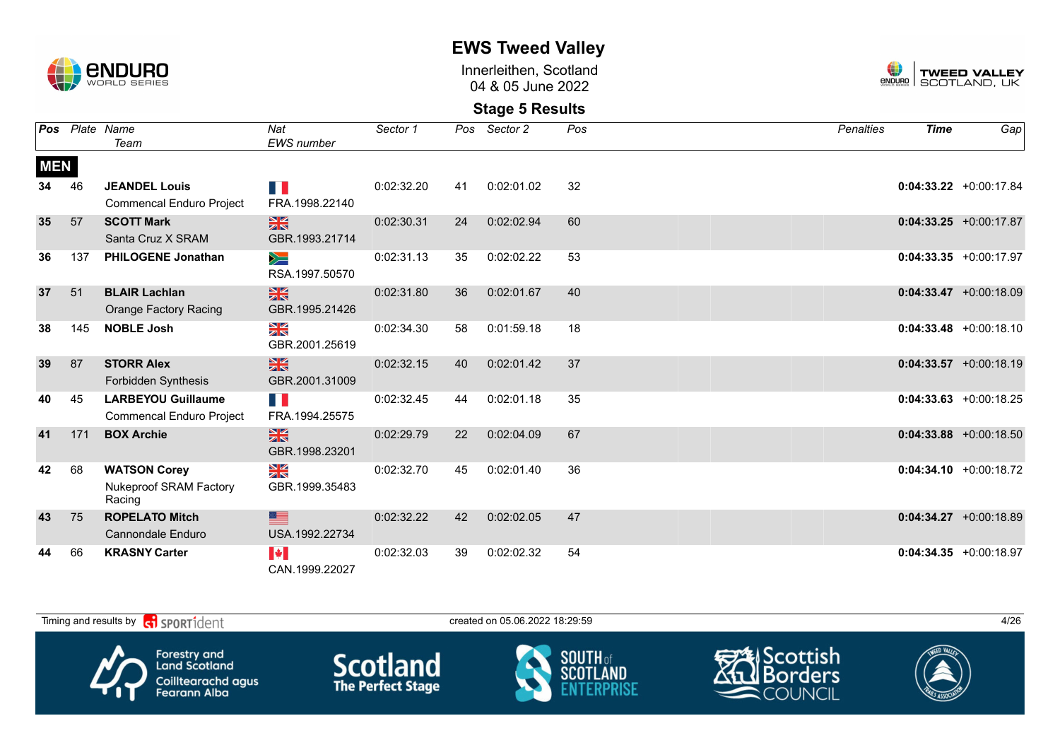# EWS Tweed Valley

Innerleithen, Scotland
04 & 05 June 2022

## Stage 5 Results

**MEN**

| Pos | Plate | Name / Team | Nat / EWS number | Sector 1 | Pos | Sector 2 | Pos | Penalties | Time | Gap |
|---|---|---|---|---|---|---|---|---|---|---|
| 34 | 46 | **JEANDEL Louis** Commencal Enduro Project | FRA.1998.22140 | 0:02:32.20 | 41 | 0:02:01.02 | 32 | | **0:04:33.22** | +0:00:17.84 |
| 35 | 57 | **SCOTT Mark** Santa Cruz X SRAM | GBR.1993.21714 | 0:02:30.31 | 24 | 0:02:02.94 | 60 | | **0:04:33.25** | +0:00:17.87 |
| 36 | 137 | **PHILOGENE Jonathan** | RSA.1997.50570 | 0:02:31.13 | 35 | 0:02:02.22 | 53 | | **0:04:33.35** | +0:00:17.97 |
| 37 | 51 | **BLAIR Lachlan** Orange Factory Racing | GBR.1995.21426 | 0:02:31.80 | 36 | 0:02:01.67 | 40 | | **0:04:33.47** | +0:00:18.09 |
| 38 | 145 | **NOBLE Josh** | GBR.2001.25619 | 0:02:34.30 | 58 | 0:01:59.18 | 18 | | **0:04:33.48** | +0:00:18.10 |
| 39 | 87 | **STORR Alex** Forbidden Synthesis | GBR.2001.31009 | 0:02:32.15 | 40 | 0:02:01.42 | 37 | | **0:04:33.57** | +0:00:18.19 |
| 40 | 45 | **LARBEYOU Guillaume** Commencal Enduro Project | FRA.1994.25575 | 0:02:32.45 | 44 | 0:02:01.18 | 35 | | **0:04:33.63** | +0:00:18.25 |
| 41 | 171 | **BOX Archie** | GBR.1998.23201 | 0:02:29.79 | 22 | 0:02:04.09 | 67 | | **0:04:33.88** | +0:00:18.50 |
| 42 | 68 | **WATSON Corey** Nukeproof SRAM Factory Racing | GBR.1999.35483 | 0:02:32.70 | 45 | 0:02:01.40 | 36 | | **0:04:34.10** | +0:00:18.72 |
| 43 | 75 | **ROPELATO Mitch** Cannondale Enduro | USA.1992.22734 | 0:02:32.22 | 42 | 0:02:02.05 | 47 | | **0:04:34.27** | +0:00:18.89 |
| 44 | 66 | **KRASNY Carter** | CAN.1999.22027 | 0:02:32.03 | 39 | 0:02:02.32 | 54 | | **0:04:34.35** | +0:00:18.97 |

Timing and results by SPORTident — created on 05.06.2022 18:29:59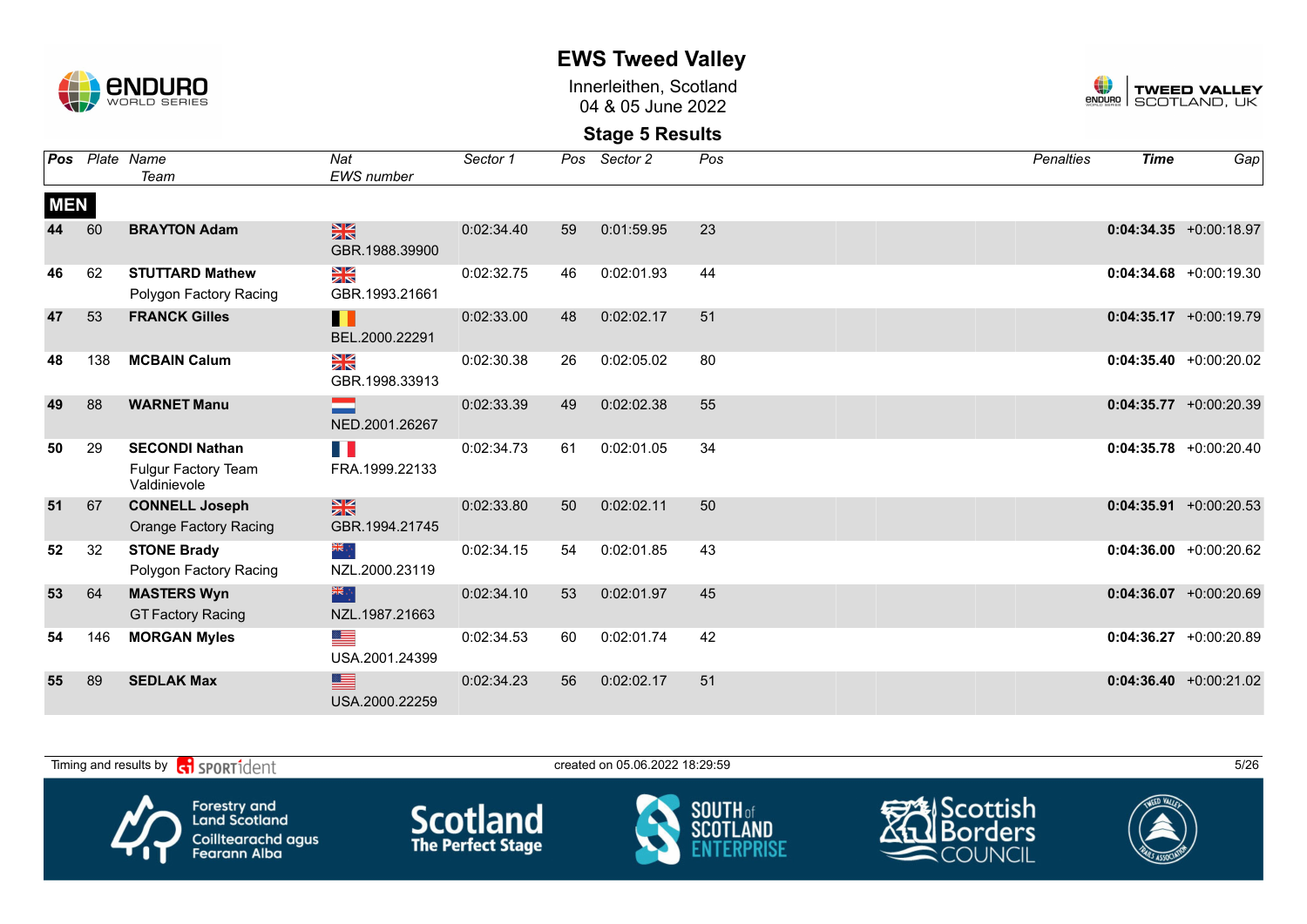# EWS Tweed Valley

Innerleithen, Scotland
04 & 05 June 2022

## Stage 5 Results

| Pos | Plate | Name / Team | Nat / EWS number | Sector 1 | Pos | Sector 2 | Pos | Penalties | Time | Gap |
|---|---|---|---|---|---|---|---|---|---|---|
| **MEN** | | | | | | | | | | |
| 44 | 60 | **BRAYTON Adam** | GBR.1988.39900 | 0:02:34.40 | 59 | 0:01:59.95 | 23 | | **0:04:34.35** | +0:00:18.97 |
| 46 | 62 | **STUTTARD Mathew** Polygon Factory Racing | GBR.1993.21661 | 0:02:32.75 | 46 | 0:02:01.93 | 44 | | **0:04:34.68** | +0:00:19.30 |
| 47 | 53 | **FRANCK Gilles** | BEL.2000.22291 | 0:02:33.00 | 48 | 0:02:02.17 | 51 | | **0:04:35.17** | +0:00:19.79 |
| 48 | 138 | **MCBAIN Calum** | GBR.1998.33913 | 0:02:30.38 | 26 | 0:02:05.02 | 80 | | **0:04:35.40** | +0:00:20.02 |
| 49 | 88 | **WARNET Manu** | NED.2001.26267 | 0:02:33.39 | 49 | 0:02:02.38 | 55 | | **0:04:35.77** | +0:00:20.39 |
| 50 | 29 | **SECONDI Nathan** Fulgur Factory Team Valdinievole | FRA.1999.22133 | 0:02:34.73 | 61 | 0:02:01.05 | 34 | | **0:04:35.78** | +0:00:20.40 |
| 51 | 67 | **CONNELL Joseph** Orange Factory Racing | GBR.1994.21745 | 0:02:33.80 | 50 | 0:02:02.11 | 50 | | **0:04:35.91** | +0:00:20.53 |
| 52 | 32 | **STONE Brady** Polygon Factory Racing | NZL.2000.23119 | 0:02:34.15 | 54 | 0:02:01.85 | 43 | | **0:04:36.00** | +0:00:20.62 |
| 53 | 64 | **MASTERS Wyn** GT Factory Racing | NZL.1987.21663 | 0:02:34.10 | 53 | 0:02:01.97 | 45 | | **0:04:36.07** | +0:00:20.69 |
| 54 | 146 | **MORGAN Myles** | USA.2001.24399 | 0:02:34.53 | 60 | 0:02:01.74 | 42 | | **0:04:36.27** | +0:00:20.89 |
| 55 | 89 | **SEDLAK Max** | USA.2000.22259 | 0:02:34.23 | 56 | 0:02:02.17 | 51 | | **0:04:36.40** | +0:00:21.02 |

Timing and results by SPORTident — created on 05.06.2022 18:29:59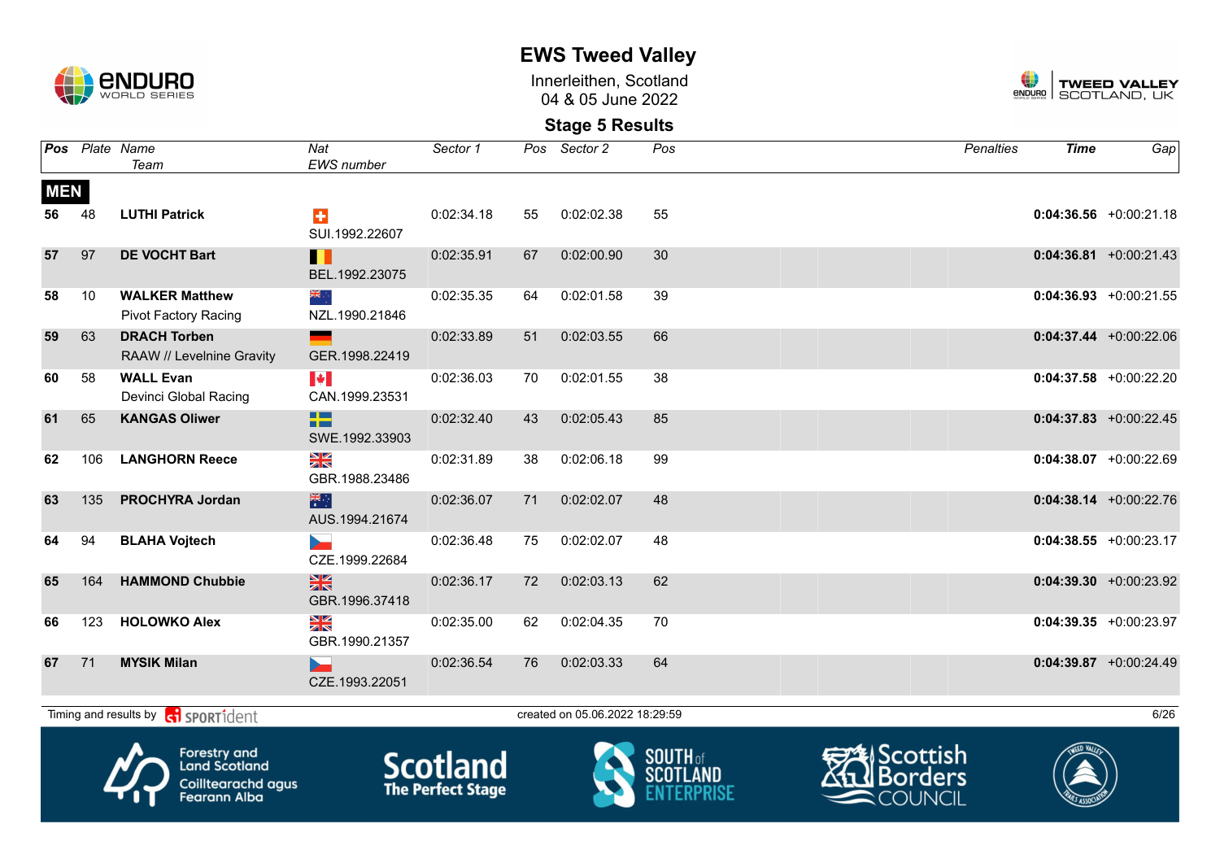# EWS Tweed Valley

Innerleithen, Scotland
04 & 05 June 2022

## Stage 5 Results

| Pos | Plate | Name / Team | Nat / EWS number | Sector 1 | Pos | Sector 2 | Pos | Penalties | Time | Gap |
|---|---|---|---|---|---|---|---|---|---|---|
| **MEN** | | | | | | | | | | |
| 56 | 48 | **LUTHI Patrick** | SUI.1992.22607 | 0:02:34.18 | 55 | 0:02:02.38 | 55 | | **0:04:36.56** | +0:00:21.18 |
| 57 | 97 | **DE VOCHT Bart** | BEL.1992.23075 | 0:02:35.91 | 67 | 0:02:00.90 | 30 | | **0:04:36.81** | +0:00:21.43 |
| 58 | 10 | **WALKER Matthew** Pivot Factory Racing | NZL.1990.21846 | 0:02:35.35 | 64 | 0:02:01.58 | 39 | | **0:04:36.93** | +0:00:21.55 |
| 59 | 63 | **DRACH Torben** RAAW // Levelnine Gravity | GER.1998.22419 | 0:02:33.89 | 51 | 0:02:03.55 | 66 | | **0:04:37.44** | +0:00:22.06 |
| 60 | 58 | **WALL Evan** Devinci Global Racing | CAN.1999.23531 | 0:02:36.03 | 70 | 0:02:01.55 | 38 | | **0:04:37.58** | +0:00:22.20 |
| 61 | 65 | **KANGAS Oliwer** | SWE.1992.33903 | 0:02:32.40 | 43 | 0:02:05.43 | 85 | | **0:04:37.83** | +0:00:22.45 |
| 62 | 106 | **LANGHORN Reece** | GBR.1988.23486 | 0:02:31.89 | 38 | 0:02:06.18 | 99 | | **0:04:38.07** | +0:00:22.69 |
| 63 | 135 | **PROCHYRA Jordan** | AUS.1994.21674 | 0:02:36.07 | 71 | 0:02:02.07 | 48 | | **0:04:38.14** | +0:00:22.76 |
| 64 | 94 | **BLAHA Vojtech** | CZE.1999.22684 | 0:02:36.48 | 75 | 0:02:02.07 | 48 | | **0:04:38.55** | +0:00:23.17 |
| 65 | 164 | **HAMMOND Chubbie** | GBR.1996.37418 | 0:02:36.17 | 72 | 0:02:03.13 | 62 | | **0:04:39.30** | +0:00:23.92 |
| 66 | 123 | **HOLOWKO Alex** | GBR.1990.21357 | 0:02:35.00 | 62 | 0:02:04.35 | 70 | | **0:04:39.35** | +0:00:23.97 |
| 67 | 71 | **MYSIK Milan** | CZE.1993.22051 | 0:02:36.54 | 76 | 0:02:03.33 | 64 | | **0:04:39.87** | +0:00:24.49 |

Timing and results by SPORTident

created on 05.06.2022 18:29:59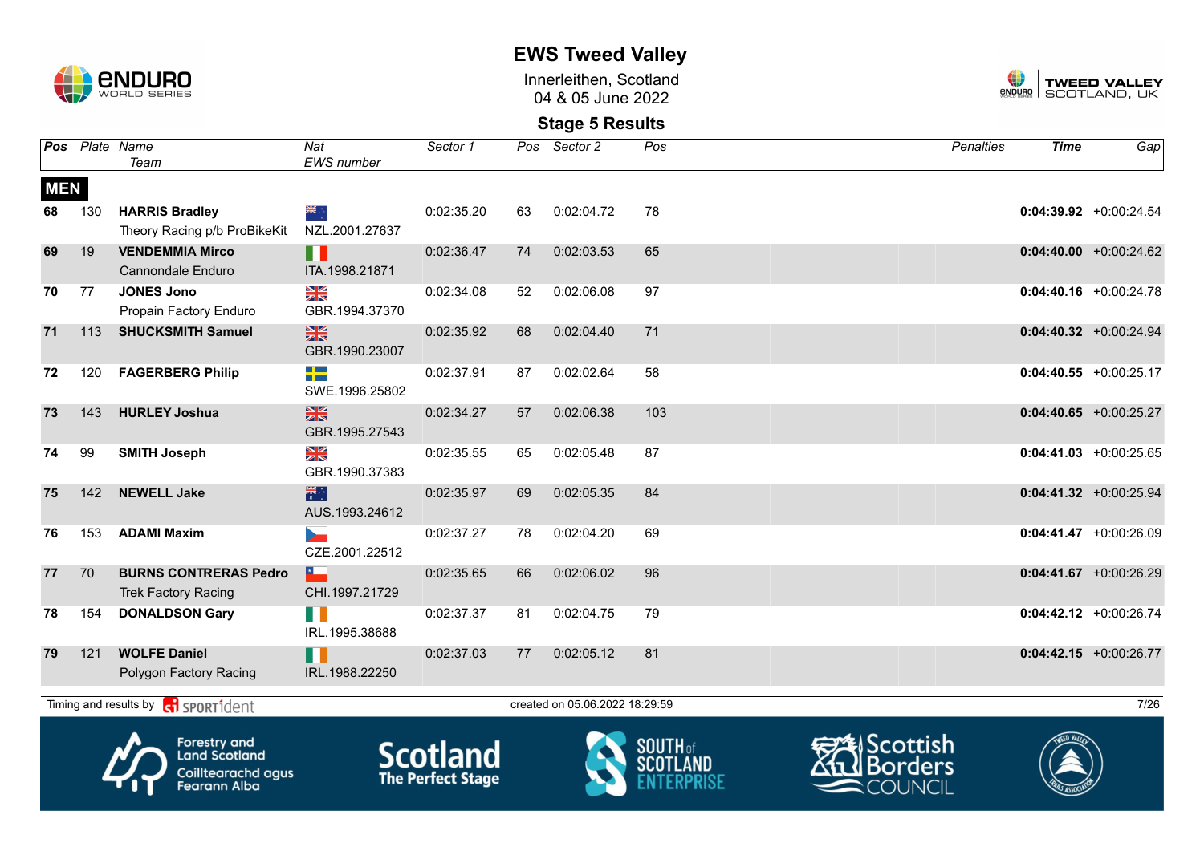# EWS Tweed Valley

Innerleithen, Scotland
04 & 05 June 2022

## Stage 5 Results

**MEN**

| Pos | Plate | Name / Team | Nat / EWS number | Sector 1 | Pos | Sector 2 | Pos | Penalties | Time | Gap |
|---|---|---|---|---|---|---|---|---|---|---|
| 68 | 130 | **HARRIS Bradley** Theory Racing p/b ProBikeKit | NZL.2001.27637 | 0:02:35.20 | 63 | 0:02:04.72 | 78 | | **0:04:39.92** | +0:00:24.54 |
| 69 | 19 | **VENDEMMIA Mirco** Cannondale Enduro | ITA.1998.21871 | 0:02:36.47 | 74 | 0:02:03.53 | 65 | | **0:04:40.00** | +0:00:24.62 |
| 70 | 77 | **JONES Jono** Propain Factory Enduro | GBR.1994.37370 | 0:02:34.08 | 52 | 0:02:06.08 | 97 | | **0:04:40.16** | +0:00:24.78 |
| 71 | 113 | **SHUCKSMITH Samuel** | GBR.1990.23007 | 0:02:35.92 | 68 | 0:02:04.40 | 71 | | **0:04:40.32** | +0:00:24.94 |
| 72 | 120 | **FAGERBERG Philip** | SWE.1996.25802 | 0:02:37.91 | 87 | 0:02:02.64 | 58 | | **0:04:40.55** | +0:00:25.17 |
| 73 | 143 | **HURLEY Joshua** | GBR.1995.27543 | 0:02:34.27 | 57 | 0:02:06.38 | 103 | | **0:04:40.65** | +0:00:25.27 |
| 74 | 99 | **SMITH Joseph** | GBR.1990.37383 | 0:02:35.55 | 65 | 0:02:05.48 | 87 | | **0:04:41.03** | +0:00:25.65 |
| 75 | 142 | **NEWELL Jake** | AUS.1993.24612 | 0:02:35.97 | 69 | 0:02:05.35 | 84 | | **0:04:41.32** | +0:00:25.94 |
| 76 | 153 | **ADAMI Maxim** | CZE.2001.22512 | 0:02:37.27 | 78 | 0:02:04.20 | 69 | | **0:04:41.47** | +0:00:26.09 |
| 77 | 70 | **BURNS CONTRERAS Pedro** Trek Factory Racing | CHI.1997.21729 | 0:02:35.65 | 66 | 0:02:06.02 | 96 | | **0:04:41.67** | +0:00:26.29 |
| 78 | 154 | **DONALDSON Gary** | IRL.1995.38688 | 0:02:37.37 | 81 | 0:02:04.75 | 79 | | **0:04:42.12** | +0:00:26.74 |
| 79 | 121 | **WOLFE Daniel** Polygon Factory Racing | IRL.1988.22250 | 0:02:37.03 | 77 | 0:02:05.12 | 81 | | **0:04:42.15** | +0:00:26.77 |

Timing and results by SPORTident — created on 05.06.2022 18:29:59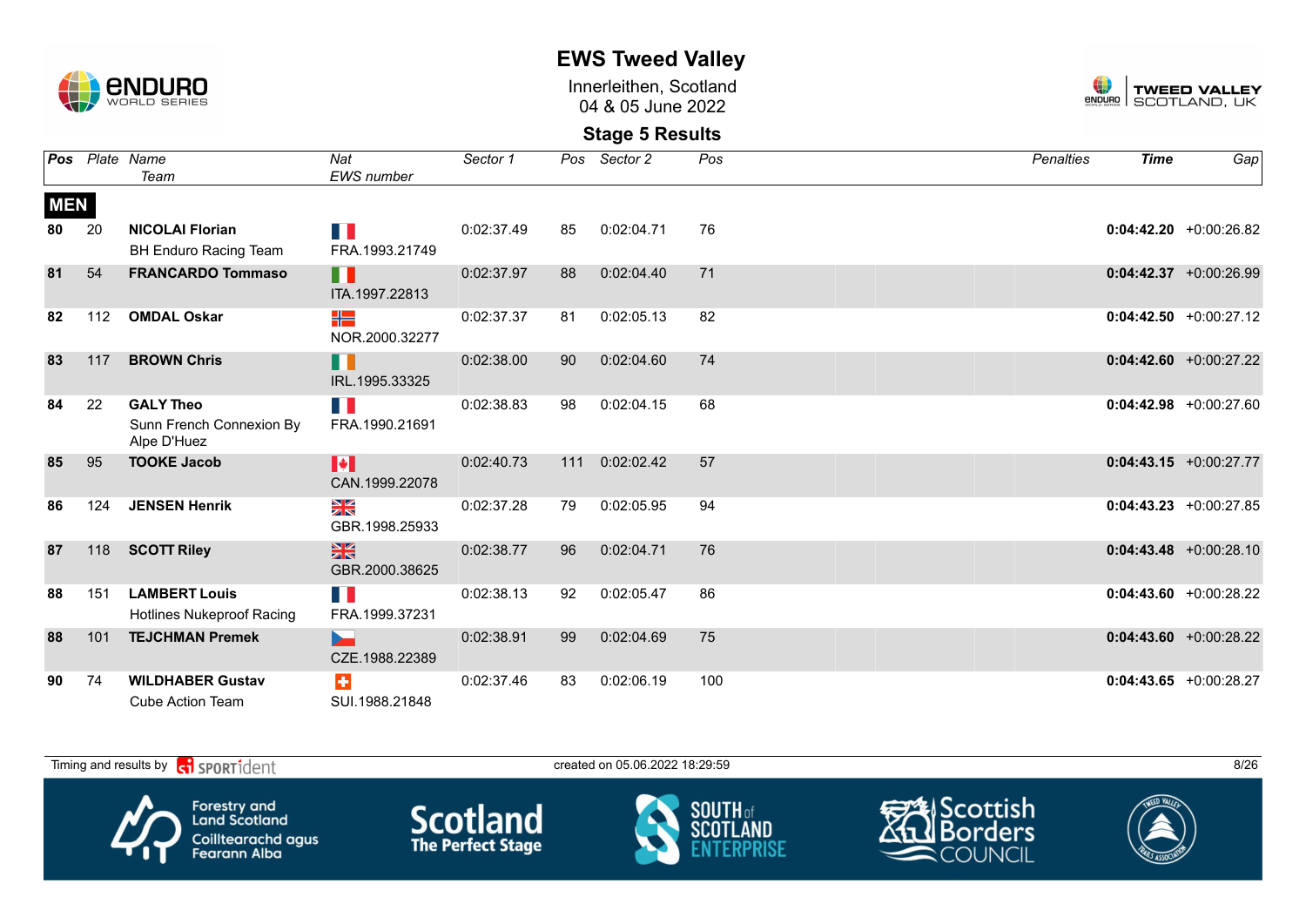# EWS Tweed Valley

Innerleithen, Scotland
04 & 05 June 2022

## Stage 5 Results

| Pos | Plate | Name / Team | Nat / EWS number | Sector 1 | Pos | Sector 2 | Pos | Penalties | Time | Gap |
|---|---|---|---|---|---|---|---|---|---|---|
| **MEN** | | | | | | | | | | |
| **80** | 20 | **NICOLAI Florian** BH Enduro Racing Team | FRA.1993.21749 | 0:02:37.49 | 85 | 0:02:04.71 | 76 | | **0:04:42.20** | +0:00:26.82 |
| **81** | 54 | **FRANCARDO Tommaso** | ITA.1997.22813 | 0:02:37.97 | 88 | 0:02:04.40 | 71 | | **0:04:42.37** | +0:00:26.99 |
| **82** | 112 | **OMDAL Oskar** | NOR.2000.32277 | 0:02:37.37 | 81 | 0:02:05.13 | 82 | | **0:04:42.50** | +0:00:27.12 |
| **83** | 117 | **BROWN Chris** | IRL.1995.33325 | 0:02:38.00 | 90 | 0:02:04.60 | 74 | | **0:04:42.60** | +0:00:27.22 |
| **84** | 22 | **GALY Theo** Sunn French Connexion By Alpe D'Huez | FRA.1990.21691 | 0:02:38.83 | 98 | 0:02:04.15 | 68 | | **0:04:42.98** | +0:00:27.60 |
| **85** | 95 | **TOOKE Jacob** | CAN.1999.22078 | 0:02:40.73 | 111 | 0:02:02.42 | 57 | | **0:04:43.15** | +0:00:27.77 |
| **86** | 124 | **JENSEN Henrik** | GBR.1998.25933 | 0:02:37.28 | 79 | 0:02:05.95 | 94 | | **0:04:43.23** | +0:00:27.85 |
| **87** | 118 | **SCOTT Riley** | GBR.2000.38625 | 0:02:38.77 | 96 | 0:02:04.71 | 76 | | **0:04:43.48** | +0:00:28.10 |
| **88** | 151 | **LAMBERT Louis** Hotlines Nukeproof Racing | FRA.1999.37231 | 0:02:38.13 | 92 | 0:02:05.47 | 86 | | **0:04:43.60** | +0:00:28.22 |
| **88** | 101 | **TEJCHMAN Premek** | CZE.1988.22389 | 0:02:38.91 | 99 | 0:02:04.69 | 75 | | **0:04:43.60** | +0:00:28.22 |
| **90** | 74 | **WILDHABER Gustav** Cube Action Team | SUI.1988.21848 | 0:02:37.46 | 83 | 0:02:06.19 | 100 | | **0:04:43.65** | +0:00:28.27 |

Timing and results by SPORTident — created on 05.06.2022 18:29:59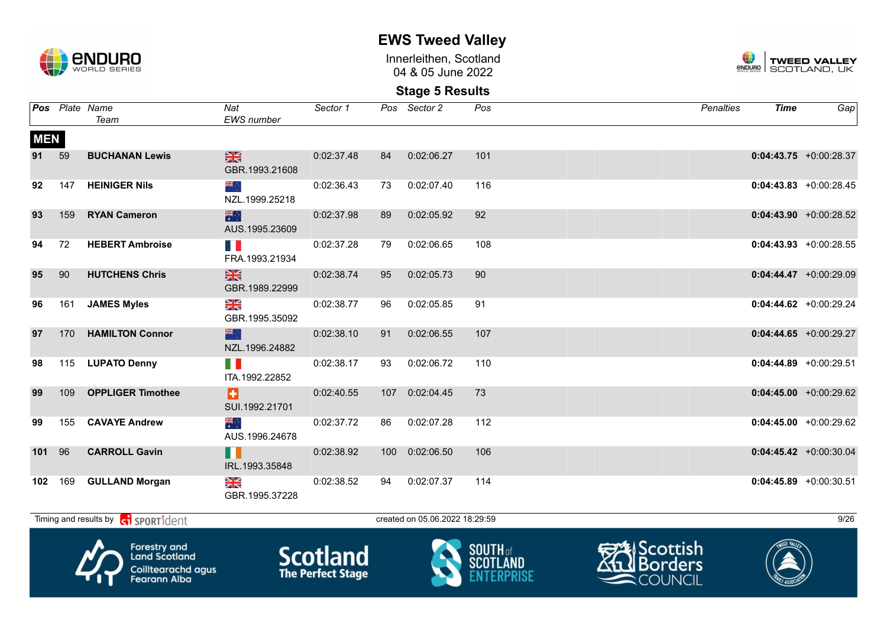# EWS Tweed Valley

Innerleithen, Scotland
04 & 05 June 2022

## Stage 5 Results

| Pos | Plate | Name / Team | Nat / EWS number | Sector 1 | Pos | Sector 2 | Pos | Penalties | Time | Gap |
|---|---|---|---|---|---|---|---|---|---|---|
| **MEN** | | | | | | | | | | |
| 91 | 59 | **BUCHANAN Lewis** | GBR.1993.21608 | 0:02:37.48 | 84 | 0:02:06.27 | 101 | | **0:04:43.75** | +0:00:28.37 |
| 92 | 147 | **HEINIGER Nils** | NZL.1999.25218 | 0:02:36.43 | 73 | 0:02:07.40 | 116 | | **0:04:43.83** | +0:00:28.45 |
| 93 | 159 | **RYAN Cameron** | AUS.1995.23609 | 0:02:37.98 | 89 | 0:02:05.92 | 92 | | **0:04:43.90** | +0:00:28.52 |
| 94 | 72 | **HEBERT Ambroise** | FRA.1993.21934 | 0:02:37.28 | 79 | 0:02:06.65 | 108 | | **0:04:43.93** | +0:00:28.55 |
| 95 | 90 | **HUTCHENS Chris** | GBR.1989.22999 | 0:02:38.74 | 95 | 0:02:05.73 | 90 | | **0:04:44.47** | +0:00:29.09 |
| 96 | 161 | **JAMES Myles** | GBR.1995.35092 | 0:02:38.77 | 96 | 0:02:05.85 | 91 | | **0:04:44.62** | +0:00:29.24 |
| 97 | 170 | **HAMILTON Connor** | NZL.1996.24882 | 0:02:38.10 | 91 | 0:02:06.55 | 107 | | **0:04:44.65** | +0:00:29.27 |
| 98 | 115 | **LUPATO Denny** | ITA.1992.22852 | 0:02:38.17 | 93 | 0:02:06.72 | 110 | | **0:04:44.89** | +0:00:29.51 |
| 99 | 109 | **OPPLIGER Timothee** | SUI.1992.21701 | 0:02:40.55 | 107 | 0:02:04.45 | 73 | | **0:04:45.00** | +0:00:29.62 |
| 99 | 155 | **CAVAYE Andrew** | AUS.1996.24678 | 0:02:37.72 | 86 | 0:02:07.28 | 112 | | **0:04:45.00** | +0:00:29.62 |
| 101 | 96 | **CARROLL Gavin** | IRL.1993.35848 | 0:02:38.92 | 100 | 0:02:06.50 | 106 | | **0:04:45.42** | +0:00:30.04 |
| 102 | 169 | **GULLAND Morgan** | GBR.1995.37228 | 0:02:38.52 | 94 | 0:02:07.37 | 114 | | **0:04:45.89** | +0:00:30.51 |

Timing and results by SPORTident — created on 05.06.2022 18:29:59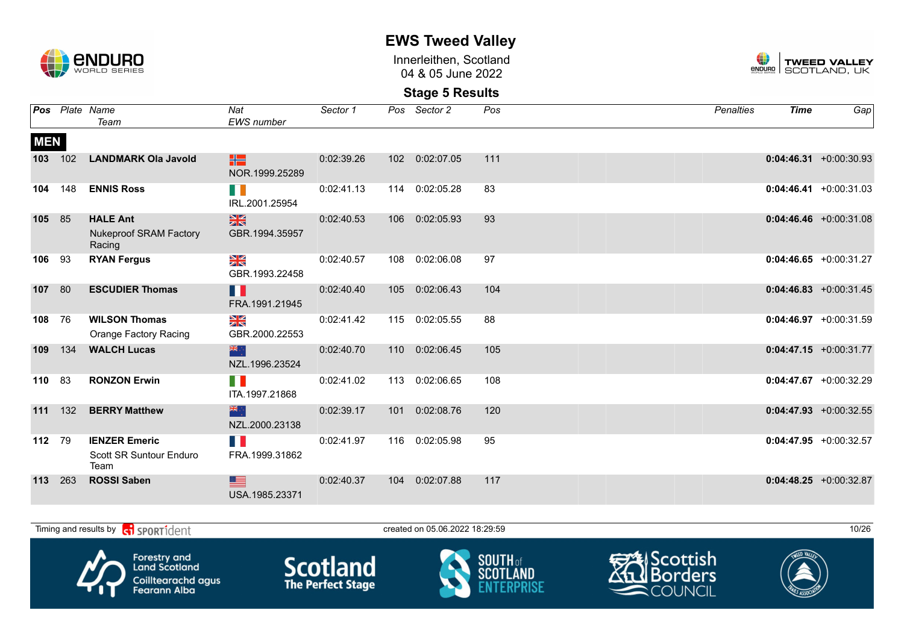# EWS Tweed Valley

Innerleithen, Scotland
04 & 05 June 2022

## Stage 5 Results

| Pos | Plate | Name / Team | Nat / EWS number | Sector 1 | Pos | Sector 2 | Pos | Penalties | Time | Gap |
|---|---|---|---|---|---|---|---|---|---|---|
| **MEN** | | | | | | | | | | |
| 103 | 102 | **LANDMARK Ola Javold** | NOR.1999.25289 | 0:02:39.26 | 102 | 0:02:07.05 | 111 | | **0:04:46.31** | +0:00:30.93 |
| 104 | 148 | **ENNIS Ross** | IRL.2001.25954 | 0:02:41.13 | 114 | 0:02:05.28 | 83 | | **0:04:46.41** | +0:00:31.03 |
| 105 | 85 | **HALE Ant** Nukeproof SRAM Factory Racing | GBR.1994.35957 | 0:02:40.53 | 106 | 0:02:05.93 | 93 | | **0:04:46.46** | +0:00:31.08 |
| 106 | 93 | **RYAN Fergus** | GBR.1993.22458 | 0:02:40.57 | 108 | 0:02:06.08 | 97 | | **0:04:46.65** | +0:00:31.27 |
| 107 | 80 | **ESCUDIER Thomas** | FRA.1991.21945 | 0:02:40.40 | 105 | 0:02:06.43 | 104 | | **0:04:46.83** | +0:00:31.45 |
| 108 | 76 | **WILSON Thomas** Orange Factory Racing | GBR.2000.22553 | 0:02:41.42 | 115 | 0:02:05.55 | 88 | | **0:04:46.97** | +0:00:31.59 |
| 109 | 134 | **WALCH Lucas** | NZL.1996.23524 | 0:02:40.70 | 110 | 0:02:06.45 | 105 | | **0:04:47.15** | +0:00:31.77 |
| 110 | 83 | **RONZON Erwin** | ITA.1997.21868 | 0:02:41.02 | 113 | 0:02:06.65 | 108 | | **0:04:47.67** | +0:00:32.29 |
| 111 | 132 | **BERRY Matthew** | NZL.2000.23138 | 0:02:39.17 | 101 | 0:02:08.76 | 120 | | **0:04:47.93** | +0:00:32.55 |
| 112 | 79 | **IENZER Emeric** Scott SR Suntour Enduro Team | FRA.1999.31862 | 0:02:41.97 | 116 | 0:02:05.98 | 95 | | **0:04:47.95** | +0:00:32.57 |
| 113 | 263 | **ROSSI Saben** | USA.1985.23371 | 0:02:40.37 | 104 | 0:02:07.88 | 117 | | **0:04:48.25** | +0:00:32.87 |

Timing and results by SPORTident — created on 05.06.2022 18:29:59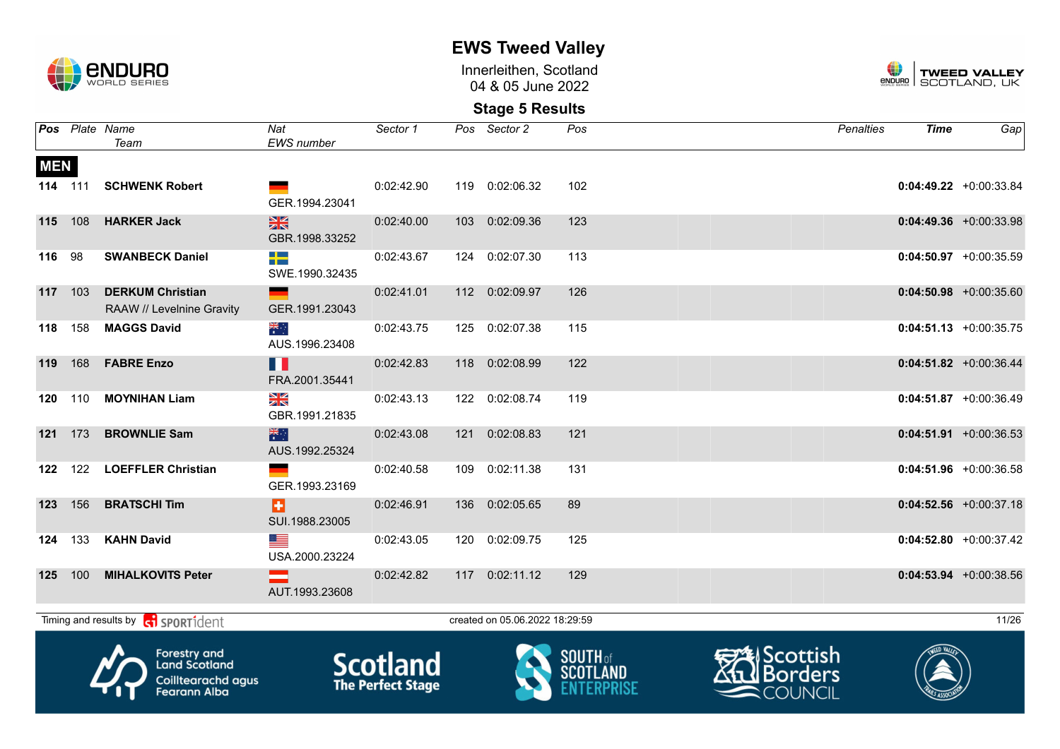# EWS Tweed Valley

Innerleithen, Scotland
04 & 05 June 2022

## Stage 5 Results

| Pos | Plate | Name / Team | Nat / EWS number | Sector 1 | Pos | Sector 2 | Pos | Penalties | Time | Gap |
|---|---|---|---|---|---|---|---|---|---|---|
| **MEN** | | | | | | | | | | |
| **114** | 111 | **SCHWENK Robert** | GER.1994.23041 | 0:02:42.90 | 119 | 0:02:06.32 | 102 | | **0:04:49.22** | +0:00:33.84 |
| **115** | 108 | **HARKER Jack** | GBR.1998.33252 | 0:02:40.00 | 103 | 0:02:09.36 | 123 | | **0:04:49.36** | +0:00:33.98 |
| **116** | 98 | **SWANBECK Daniel** | SWE.1990.32435 | 0:02:43.67 | 124 | 0:02:07.30 | 113 | | **0:04:50.97** | +0:00:35.59 |
| **117** | 103 | **DERKUM Christian** RAAW // Levelnine Gravity | GER.1991.23043 | 0:02:41.01 | 112 | 0:02:09.97 | 126 | | **0:04:50.98** | +0:00:35.60 |
| **118** | 158 | **MAGGS David** | AUS.1996.23408 | 0:02:43.75 | 125 | 0:02:07.38 | 115 | | **0:04:51.13** | +0:00:35.75 |
| **119** | 168 | **FABRE Enzo** | FRA.2001.35441 | 0:02:42.83 | 118 | 0:02:08.99 | 122 | | **0:04:51.82** | +0:00:36.44 |
| **120** | 110 | **MOYNIHAN Liam** | GBR.1991.21835 | 0:02:43.13 | 122 | 0:02:08.74 | 119 | | **0:04:51.87** | +0:00:36.49 |
| **121** | 173 | **BROWNLIE Sam** | AUS.1992.25324 | 0:02:43.08 | 121 | 0:02:08.83 | 121 | | **0:04:51.91** | +0:00:36.53 |
| **122** | 122 | **LOEFFLER Christian** | GER.1993.23169 | 0:02:40.58 | 109 | 0:02:11.38 | 131 | | **0:04:51.96** | +0:00:36.58 |
| **123** | 156 | **BRATSCHI Tim** | SUI.1988.23005 | 0:02:46.91 | 136 | 0:02:05.65 | 89 | | **0:04:52.56** | +0:00:37.18 |
| **124** | 133 | **KAHN David** | USA.2000.23224 | 0:02:43.05 | 120 | 0:02:09.75 | 125 | | **0:04:52.80** | +0:00:37.42 |
| **125** | 100 | **MIHALKOVITS Peter** | AUT.1993.23608 | 0:02:42.82 | 117 | 0:02:11.12 | 129 | | **0:04:53.94** | +0:00:38.56 |

Timing and results by SPORTident — created on 05.06.2022 18:29:59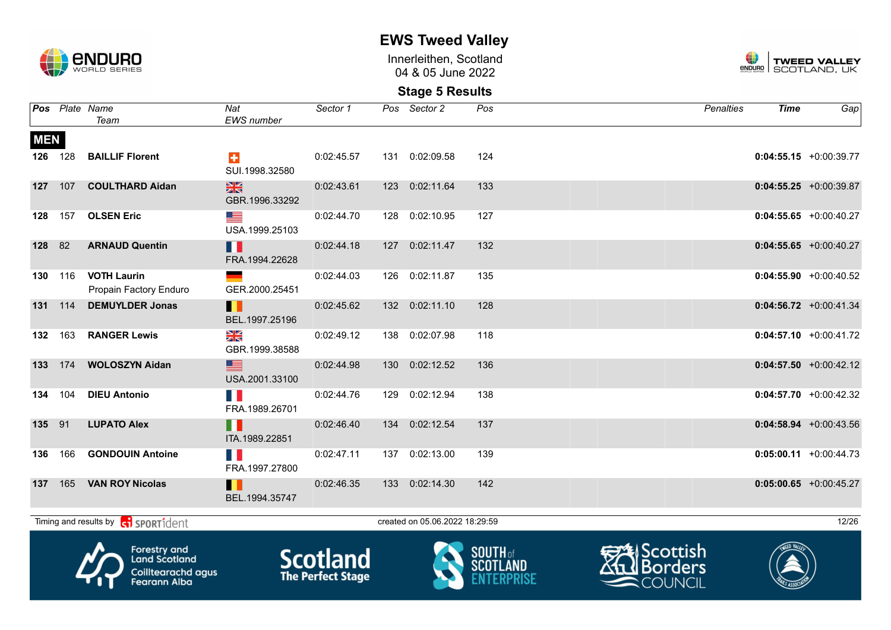# EWS Tweed Valley

Innerleithen, Scotland
04 & 05 June 2022

## Stage 5 Results

**MEN**

| Pos | Plate | Name / Team | Nat / EWS number | Sector 1 | Pos | Sector 2 | Pos | Penalties | Time | Gap |
|---|---|---|---|---|---|---|---|---|---|---|
| 126 | 128 | **BAILLIF Florent** | SUI.1998.32580 | 0:02:45.57 | 131 | 0:02:09.58 | 124 | | **0:04:55.15** | +0:00:39.77 |
| 127 | 107 | **COULTHARD Aidan** | GBR.1996.33292 | 0:02:43.61 | 123 | 0:02:11.64 | 133 | | **0:04:55.25** | +0:00:39.87 |
| 128 | 157 | **OLSEN Eric** | USA.1999.25103 | 0:02:44.70 | 128 | 0:02:10.95 | 127 | | **0:04:55.65** | +0:00:40.27 |
| 128 | 82 | **ARNAUD Quentin** | FRA.1994.22628 | 0:02:44.18 | 127 | 0:02:11.47 | 132 | | **0:04:55.65** | +0:00:40.27 |
| 130 | 116 | **VOTH Laurin** Propain Factory Enduro | GER.2000.25451 | 0:02:44.03 | 126 | 0:02:11.87 | 135 | | **0:04:55.90** | +0:00:40.52 |
| 131 | 114 | **DEMUYLDER Jonas** | BEL.1997.25196 | 0:02:45.62 | 132 | 0:02:11.10 | 128 | | **0:04:56.72** | +0:00:41.34 |
| 132 | 163 | **RANGER Lewis** | GBR.1999.38588 | 0:02:49.12 | 138 | 0:02:07.98 | 118 | | **0:04:57.10** | +0:00:41.72 |
| 133 | 174 | **WOLOSZYN Aidan** | USA.2001.33100 | 0:02:44.98 | 130 | 0:02:12.52 | 136 | | **0:04:57.50** | +0:00:42.12 |
| 134 | 104 | **DIEU Antonio** | FRA.1989.26701 | 0:02:44.76 | 129 | 0:02:12.94 | 138 | | **0:04:57.70** | +0:00:42.32 |
| 135 | 91 | **LUPATO Alex** | ITA.1989.22851 | 0:02:46.40 | 134 | 0:02:12.54 | 137 | | **0:04:58.94** | +0:00:43.56 |
| 136 | 166 | **GONDOUIN Antoine** | FRA.1997.27800 | 0:02:47.11 | 137 | 0:02:13.00 | 139 | | **0:05:00.11** | +0:00:44.73 |
| 137 | 165 | **VAN ROY Nicolas** | BEL.1994.35747 | 0:02:46.35 | 133 | 0:02:14.30 | 142 | | **0:05:00.65** | +0:00:45.27 |

Timing and results by SPORTident — created on 05.06.2022 18:29:59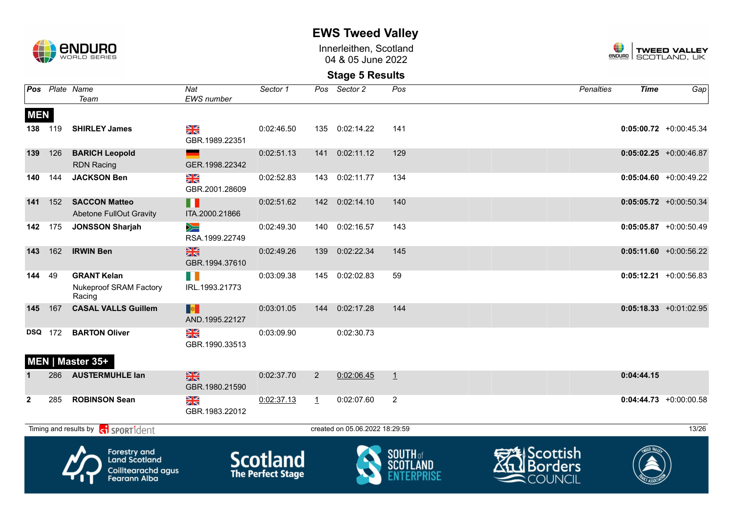# EWS Tweed Valley

Innerleithen, Scotland
04 & 05 June 2022

## Stage 5 Results

| Pos | Plate | Name / Team | Nat / EWS number | Sector 1 | Pos | Sector 2 | Pos | Penalties | Time | Gap |
|---|---|---|---|---|---|---|---|---|---|---|
| **MEN** | | | | | | | | | | |
| 138 | 119 | **SHIRLEY James** | GBR.1989.22351 | 0:02:46.50 | 135 | 0:02:14.22 | 141 | | **0:05:00.72** | +0:00:45.34 |
| 139 | 126 | **BARICH Leopold** RDN Racing | GER.1998.22342 | 0:02:51.13 | 141 | 0:02:11.12 | 129 | | **0:05:02.25** | +0:00:46.87 |
| 140 | 144 | **JACKSON Ben** | GBR.2001.28609 | 0:02:52.83 | 143 | 0:02:11.77 | 134 | | **0:05:04.60** | +0:00:49.22 |
| 141 | 152 | **SACCON Matteo** Abetone FullOut Gravity | ITA.2000.21866 | 0:02:51.62 | 142 | 0:02:14.10 | 140 | | **0:05:05.72** | +0:00:50.34 |
| 142 | 175 | **JONSSON Sharjah** | RSA.1999.22749 | 0:02:49.30 | 140 | 0:02:16.57 | 143 | | **0:05:05.87** | +0:00:50.49 |
| 143 | 162 | **IRWIN Ben** | GBR.1994.37610 | 0:02:49.26 | 139 | 0:02:22.34 | 145 | | **0:05:11.60** | +0:00:56.22 |
| 144 | 49 | **GRANT Kelan** Nukeproof SRAM Factory Racing | IRL.1993.21773 | 0:03:09.38 | 145 | 0:02:02.83 | 59 | | **0:05:12.21** | +0:00:56.83 |
| 145 | 167 | **CASAL VALLS Guillem** | AND.1995.22127 | 0:03:01.05 | 144 | 0:02:17.28 | 144 | | **0:05:18.33** | +0:01:02.95 |
| DSQ | 172 | **BARTON Oliver** | GBR.1990.33513 | 0:03:09.90 | | 0:02:30.73 | | | | |
| **MEN \| Master 35+** | | | | | | | | | | |
| 1 | 286 | **AUSTERMUHLE Ian** | GBR.1980.21590 | 0:02:37.70 | 2 | 0:02:06.45 | 1 | | **0:04:44.15** | |
| 2 | 285 | **ROBINSON Sean** | GBR.1983.22012 | 0:02:37.13 | 1 | 0:02:07.60 | 2 | | **0:04:44.73** | +0:00:00.58 |

Timing and results by SPORTident — created on 05.06.2022 18:29:59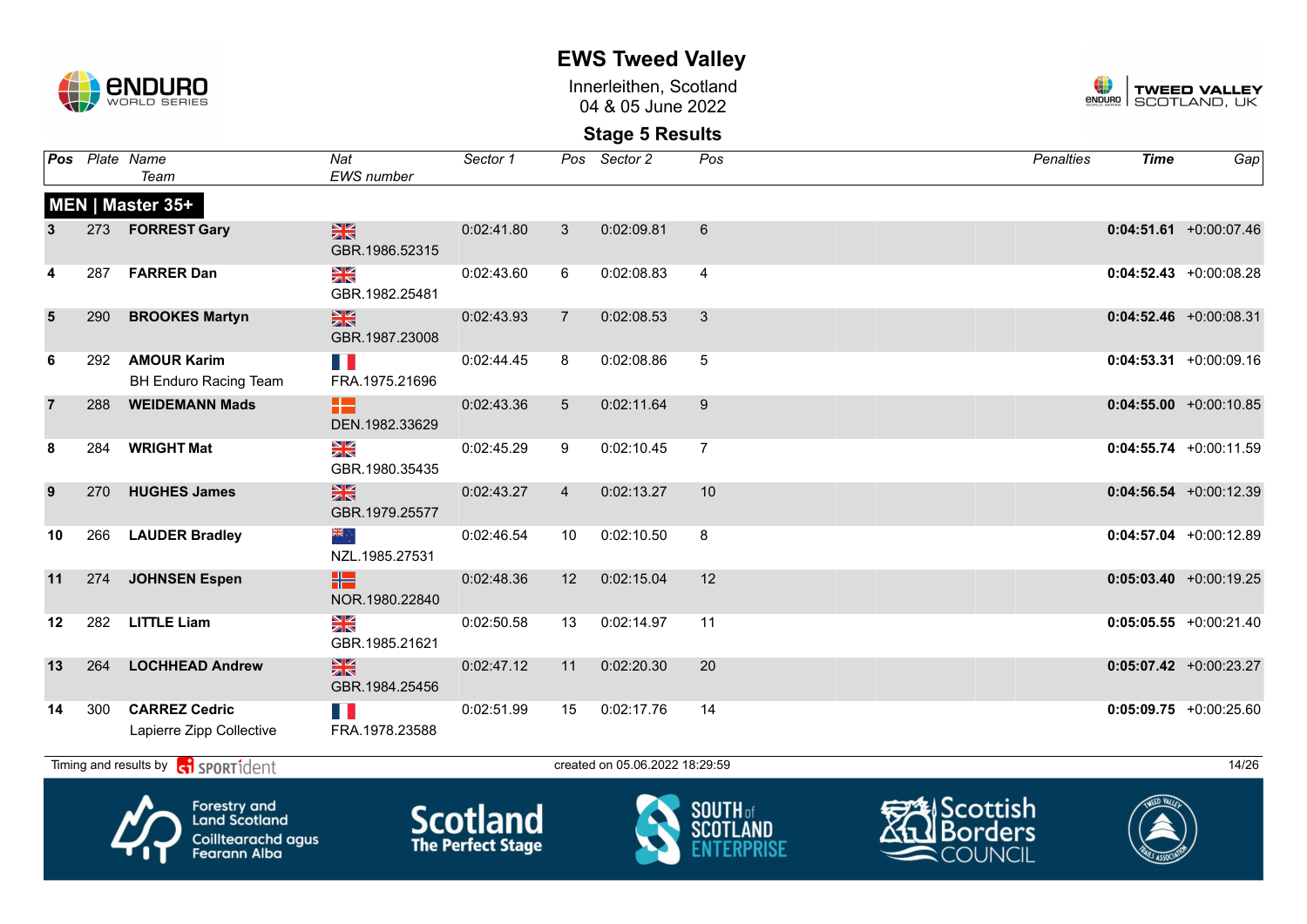# EWS Tweed Valley

Innerleithen, Scotland
04 & 05 June 2022

## Stage 5 Results

### MEN | Master 35+

| Pos | Plate | Name / Team | Nat / EWS number | Sector 1 | Pos | Sector 2 | Pos | Penalties | Time | Gap |
|---|---|---|---|---|---|---|---|---|---|---|
| 3 | 273 | **FORREST Gary** | GBR.1986.52315 | 0:02:41.80 | 3 | 0:02:09.81 | 6 | | **0:04:51.61** | +0:00:07.46 |
| 4 | 287 | **FARRER Dan** | GBR.1982.25481 | 0:02:43.60 | 6 | 0:02:08.83 | 4 | | **0:04:52.43** | +0:00:08.28 |
| 5 | 290 | **BROOKES Martyn** | GBR.1987.23008 | 0:02:43.93 | 7 | 0:02:08.53 | 3 | | **0:04:52.46** | +0:00:08.31 |
| 6 | 292 | **AMOUR Karim** BH Enduro Racing Team | FRA.1975.21696 | 0:02:44.45 | 8 | 0:02:08.86 | 5 | | **0:04:53.31** | +0:00:09.16 |
| 7 | 288 | **WEIDEMANN Mads** | DEN.1982.33629 | 0:02:43.36 | 5 | 0:02:11.64 | 9 | | **0:04:55.00** | +0:00:10.85 |
| 8 | 284 | **WRIGHT Mat** | GBR.1980.35435 | 0:02:45.29 | 9 | 0:02:10.45 | 7 | | **0:04:55.74** | +0:00:11.59 |
| 9 | 270 | **HUGHES James** | GBR.1979.25577 | 0:02:43.27 | 4 | 0:02:13.27 | 10 | | **0:04:56.54** | +0:00:12.39 |
| 10 | 266 | **LAUDER Bradley** | NZL.1985.27531 | 0:02:46.54 | 10 | 0:02:10.50 | 8 | | **0:04:57.04** | +0:00:12.89 |
| 11 | 274 | **JOHNSEN Espen** | NOR.1980.22840 | 0:02:48.36 | 12 | 0:02:15.04 | 12 | | **0:05:03.40** | +0:00:19.25 |
| 12 | 282 | **LITTLE Liam** | GBR.1985.21621 | 0:02:50.58 | 13 | 0:02:14.97 | 11 | | **0:05:05.55** | +0:00:21.40 |
| 13 | 264 | **LOCHHEAD Andrew** | GBR.1984.25456 | 0:02:47.12 | 11 | 0:02:20.30 | 20 | | **0:05:07.42** | +0:00:23.27 |
| 14 | 300 | **CARREZ Cedric** Lapierre Zipp Collective | FRA.1978.23588 | 0:02:51.99 | 15 | 0:02:17.76 | 14 | | **0:05:09.75** | +0:00:25.60 |

Timing and results by SPORTident — created on 05.06.2022 18:29:59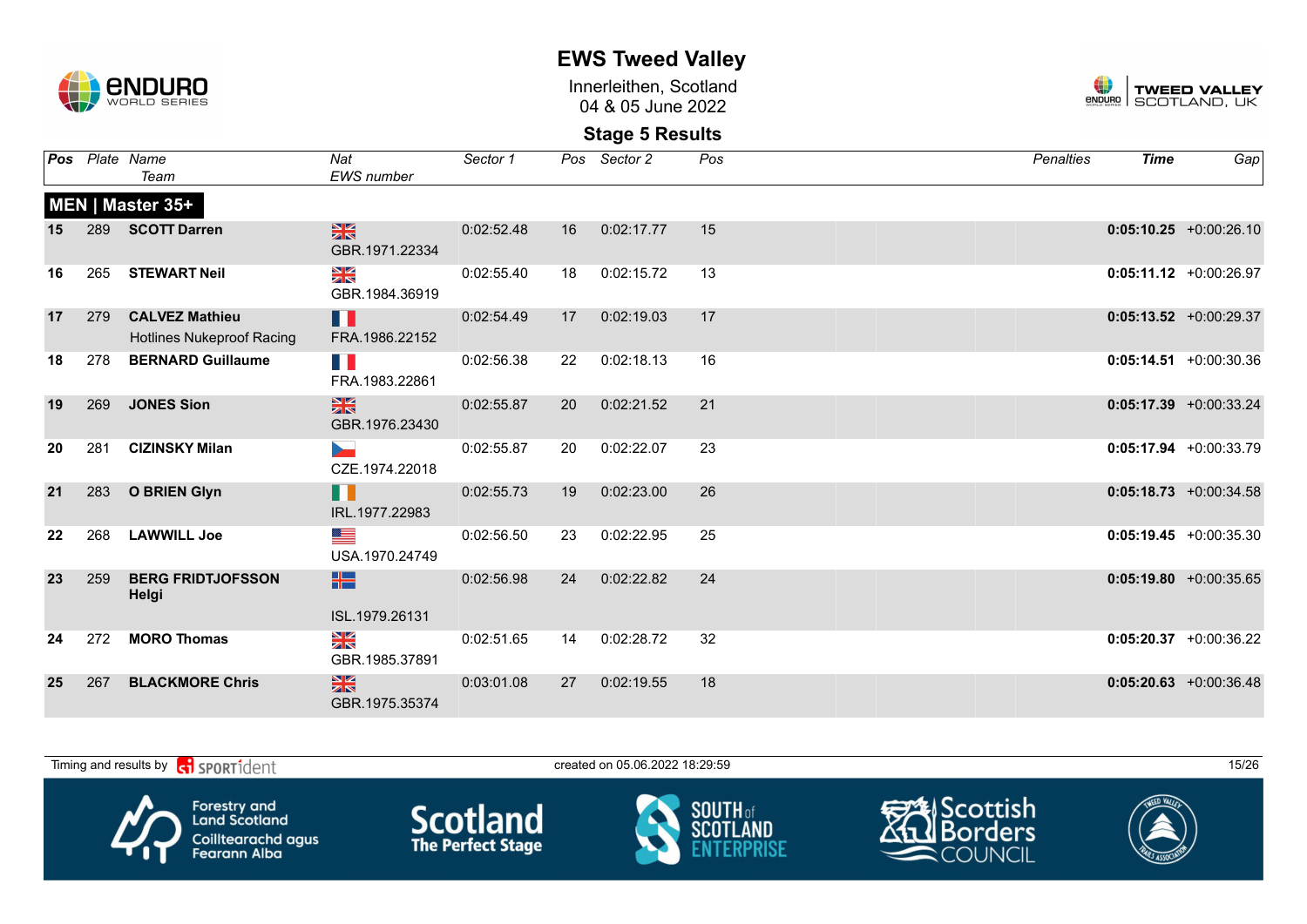# EWS Tweed Valley

Innerleithen, Scotland
04 & 05 June 2022

## Stage 5 Results

### MEN | Master 35+

| Pos | Plate | Name / Team | Nat / EWS number | Sector 1 | Pos | Sector 2 | Pos | Penalties | Time | Gap |
|---|---|---|---|---|---|---|---|---|---|---|
| 15 | 289 | **SCOTT Darren** | GBR.1971.22334 | 0:02:52.48 | 16 | 0:02:17.77 | 15 | | **0:05:10.25** | +0:00:26.10 |
| 16 | 265 | **STEWART Neil** | GBR.1984.36919 | 0:02:55.40 | 18 | 0:02:15.72 | 13 | | **0:05:11.12** | +0:00:26.97 |
| 17 | 279 | **CALVEZ Mathieu** Hotlines Nukeproof Racing | FRA.1986.22152 | 0:02:54.49 | 17 | 0:02:19.03 | 17 | | **0:05:13.52** | +0:00:29.37 |
| 18 | 278 | **BERNARD Guillaume** | FRA.1983.22861 | 0:02:56.38 | 22 | 0:02:18.13 | 16 | | **0:05:14.51** | +0:00:30.36 |
| 19 | 269 | **JONES Sion** | GBR.1976.23430 | 0:02:55.87 | 20 | 0:02:21.52 | 21 | | **0:05:17.39** | +0:00:33.24 |
| 20 | 281 | **CIZINSKY Milan** | CZE.1974.22018 | 0:02:55.87 | 20 | 0:02:22.07 | 23 | | **0:05:17.94** | +0:00:33.79 |
| 21 | 283 | **O BRIEN Glyn** | IRL.1977.22983 | 0:02:55.73 | 19 | 0:02:23.00 | 26 | | **0:05:18.73** | +0:00:34.58 |
| 22 | 268 | **LAWWILL Joe** | USA.1970.24749 | 0:02:56.50 | 23 | 0:02:22.95 | 25 | | **0:05:19.45** | +0:00:35.30 |
| 23 | 259 | **BERG FRIDTJOFSSON Helgi** | ISL.1979.26131 | 0:02:56.98 | 24 | 0:02:22.82 | 24 | | **0:05:19.80** | +0:00:35.65 |
| 24 | 272 | **MORO Thomas** | GBR.1985.37891 | 0:02:51.65 | 14 | 0:02:28.72 | 32 | | **0:05:20.37** | +0:00:36.22 |
| 25 | 267 | **BLACKMORE Chris** | GBR.1975.35374 | 0:03:01.08 | 27 | 0:02:19.55 | 18 | | **0:05:20.63** | +0:00:36.48 |

Timing and results by SPORTident

created on 05.06.2022 18:29:59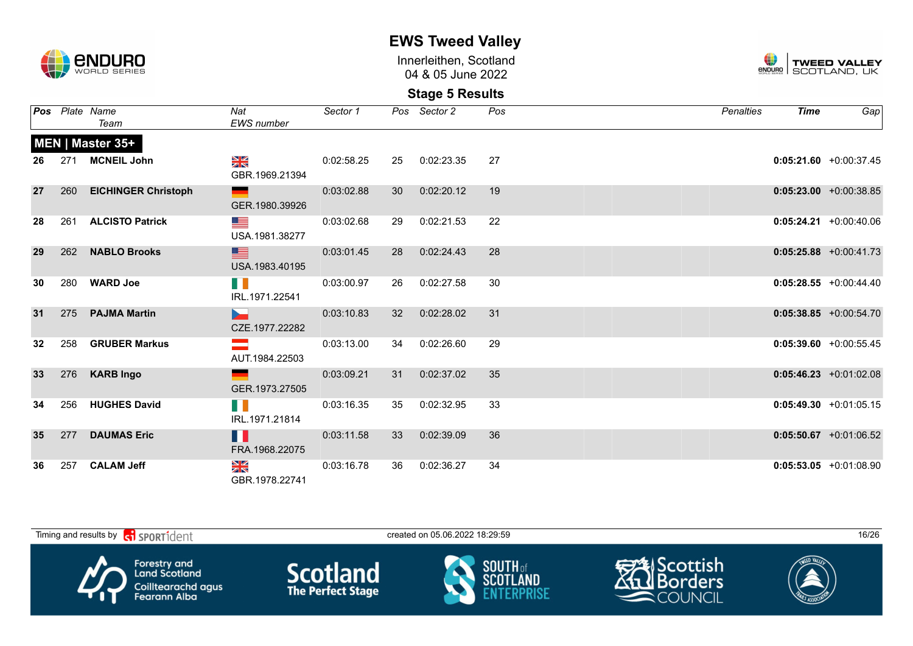# EWS Tweed Valley

Innerleithen, Scotland
04 & 05 June 2022

## Stage 5 Results

### MEN | Master 35+

| Pos | Plate | Name / Team | Nat / EWS number | Sector 1 | Pos | Sector 2 | Pos | Penalties | Time | Gap |
|---|---|---|---|---|---|---|---|---|---|---|
| 26 | 271 | **MCNEIL John** | GBR.1969.21394 | 0:02:58.25 | 25 | 0:02:23.35 | 27 | | **0:05:21.60** | +0:00:37.45 |
| 27 | 260 | **EICHINGER Christoph** | GER.1980.39926 | 0:03:02.88 | 30 | 0:02:20.12 | 19 | | **0:05:23.00** | +0:00:38.85 |
| 28 | 261 | **ALCISTO Patrick** | USA.1981.38277 | 0:03:02.68 | 29 | 0:02:21.53 | 22 | | **0:05:24.21** | +0:00:40.06 |
| 29 | 262 | **NABLO Brooks** | USA.1983.40195 | 0:03:01.45 | 28 | 0:02:24.43 | 28 | | **0:05:25.88** | +0:00:41.73 |
| 30 | 280 | **WARD Joe** | IRL.1971.22541 | 0:03:00.97 | 26 | 0:02:27.58 | 30 | | **0:05:28.55** | +0:00:44.40 |
| 31 | 275 | **PAJMA Martin** | CZE.1977.22282 | 0:03:10.83 | 32 | 0:02:28.02 | 31 | | **0:05:38.85** | +0:00:54.70 |
| 32 | 258 | **GRUBER Markus** | AUT.1984.22503 | 0:03:13.00 | 34 | 0:02:26.60 | 29 | | **0:05:39.60** | +0:00:55.45 |
| 33 | 276 | **KARB Ingo** | GER.1973.27505 | 0:03:09.21 | 31 | 0:02:37.02 | 35 | | **0:05:46.23** | +0:01:02.08 |
| 34 | 256 | **HUGHES David** | IRL.1971.21814 | 0:03:16.35 | 35 | 0:02:32.95 | 33 | | **0:05:49.30** | +0:01:05.15 |
| 35 | 277 | **DAUMAS Eric** | FRA.1968.22075 | 0:03:11.58 | 33 | 0:02:39.09 | 36 | | **0:05:50.67** | +0:01:06.52 |
| 36 | 257 | **CALAM Jeff** | GBR.1978.22741 | 0:03:16.78 | 36 | 0:02:36.27 | 34 | | **0:05:53.05** | +0:01:08.90 |

Timing and results by SPORTident — created on 05.06.2022 18:29:59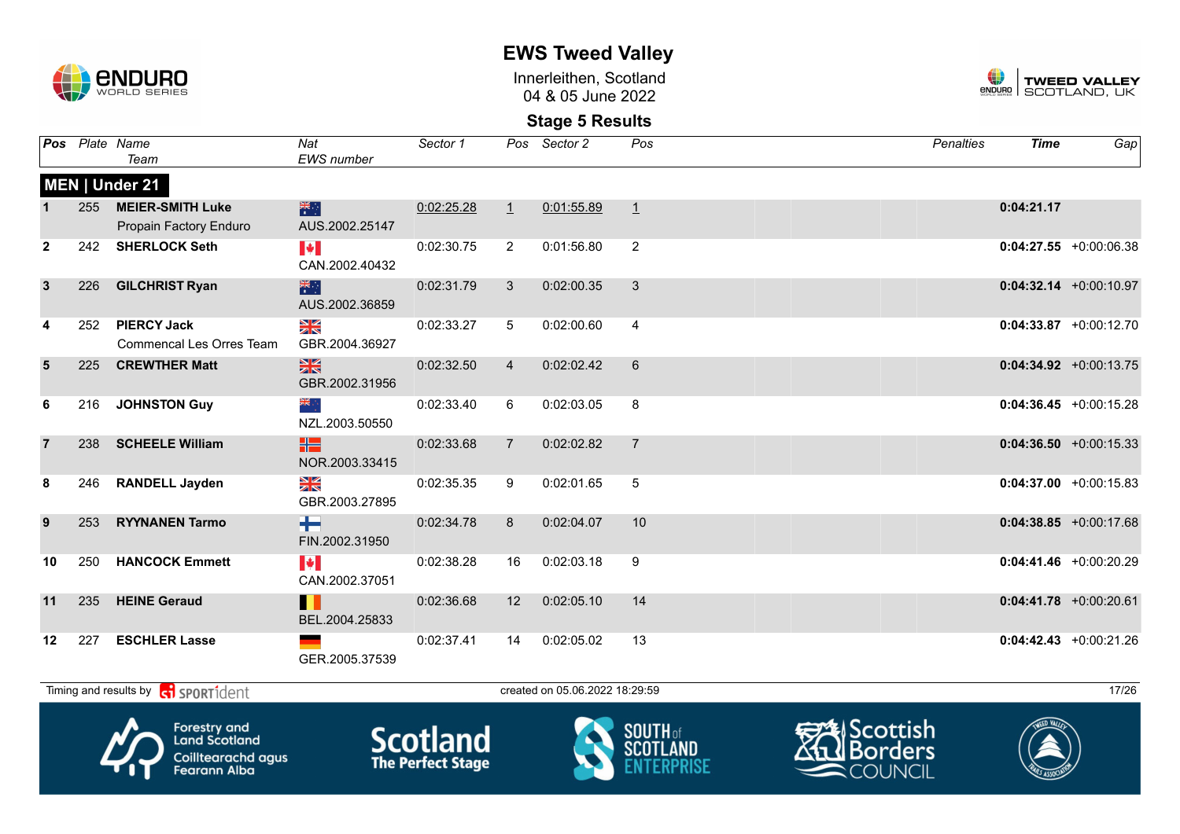# EWS Tweed Valley

Innerleithen, Scotland
04 & 05 June 2022

## Stage 5 Results

### MEN | Under 21

| Pos | Plate | Name / Team | Nat / EWS number | Sector 1 | Pos | Sector 2 | Pos | Penalties | Time | Gap |
|---|---|---|---|---|---|---|---|---|---|---|
| 1 | 255 | **MEIER-SMITH Luke** Propain Factory Enduro | AUS.2002.25147 | 0:02:25.28 | 1 | 0:01:55.89 | 1 | | **0:04:21.17** | |
| 2 | 242 | **SHERLOCK Seth** | CAN.2002.40432 | 0:02:30.75 | 2 | 0:01:56.80 | 2 | | **0:04:27.55** | +0:00:06.38 |
| 3 | 226 | **GILCHRIST Ryan** | AUS.2002.36859 | 0:02:31.79 | 3 | 0:02:00.35 | 3 | | **0:04:32.14** | +0:00:10.97 |
| 4 | 252 | **PIERCY Jack** Commencal Les Orres Team | GBR.2004.36927 | 0:02:33.27 | 5 | 0:02:00.60 | 4 | | **0:04:33.87** | +0:00:12.70 |
| 5 | 225 | **CREWTHER Matt** | GBR.2002.31956 | 0:02:32.50 | 4 | 0:02:02.42 | 6 | | **0:04:34.92** | +0:00:13.75 |
| 6 | 216 | **JOHNSTON Guy** | NZL.2003.50550 | 0:02:33.40 | 6 | 0:02:03.05 | 8 | | **0:04:36.45** | +0:00:15.28 |
| 7 | 238 | **SCHEELE William** | NOR.2003.33415 | 0:02:33.68 | 7 | 0:02:02.82 | 7 | | **0:04:36.50** | +0:00:15.33 |
| 8 | 246 | **RANDELL Jayden** | GBR.2003.27895 | 0:02:35.35 | 9 | 0:02:01.65 | 5 | | **0:04:37.00** | +0:00:15.83 |
| 9 | 253 | **RYYNANEN Tarmo** | FIN.2002.31950 | 0:02:34.78 | 8 | 0:02:04.07 | 10 | | **0:04:38.85** | +0:00:17.68 |
| 10 | 250 | **HANCOCK Emmett** | CAN.2002.37051 | 0:02:38.28 | 16 | 0:02:03.18 | 9 | | **0:04:41.46** | +0:00:20.29 |
| 11 | 235 | **HEINE Geraud** | BEL.2004.25833 | 0:02:36.68 | 12 | 0:02:05.10 | 14 | | **0:04:41.78** | +0:00:20.61 |
| 12 | 227 | **ESCHLER Lasse** | GER.2005.37539 | 0:02:37.41 | 14 | 0:02:05.02 | 13 | | **0:04:42.43** | +0:00:21.26 |

Timing and results by SPORTident — created on 05.06.2022 18:29:59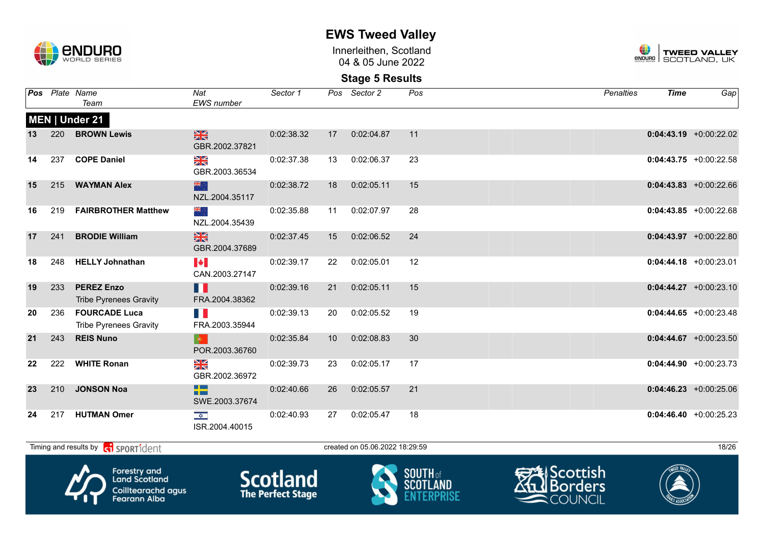# EWS Tweed Valley

Innerleithen, Scotland
04 & 05 June 2022

## Stage 5 Results

**MEN | Under 21**

| Pos | Plate | Name / Team | Nat / EWS number | Sector 1 | Pos | Sector 2 | Pos | Penalties | Time | Gap |
|---|---|---|---|---|---|---|---|---|---|---|
| 13 | 220 | **BROWN Lewis** | GBR.2002.37821 | 0:02:38.32 | 17 | 0:02:04.87 | 11 | | **0:04:43.19** | +0:00:22.02 |
| 14 | 237 | **COPE Daniel** | GBR.2003.36534 | 0:02:37.38 | 13 | 0:02:06.37 | 23 | | **0:04:43.75** | +0:00:22.58 |
| 15 | 215 | **WAYMAN Alex** | NZL.2004.35117 | 0:02:38.72 | 18 | 0:02:05.11 | 15 | | **0:04:43.83** | +0:00:22.66 |
| 16 | 219 | **FAIRBROTHER Matthew** | NZL.2004.35439 | 0:02:35.88 | 11 | 0:02:07.97 | 28 | | **0:04:43.85** | +0:00:22.68 |
| 17 | 241 | **BRODIE William** | GBR.2004.37689 | 0:02:37.45 | 15 | 0:02:06.52 | 24 | | **0:04:43.97** | +0:00:22.80 |
| 18 | 248 | **HELLY Johnathan** | CAN.2003.27147 | 0:02:39.17 | 22 | 0:02:05.01 | 12 | | **0:04:44.18** | +0:00:23.01 |
| 19 | 233 | **PEREZ Enzo**<br>Tribe Pyrenees Gravity | FRA.2004.38362 | 0:02:39.16 | 21 | 0:02:05.11 | 15 | | **0:04:44.27** | +0:00:23.10 |
| 20 | 236 | **FOURCADE Luca**<br>Tribe Pyrenees Gravity | FRA.2003.35944 | 0:02:39.13 | 20 | 0:02:05.52 | 19 | | **0:04:44.65** | +0:00:23.48 |
| 21 | 243 | **REIS Nuno** | POR.2003.36760 | 0:02:35.84 | 10 | 0:02:08.83 | 30 | | **0:04:44.67** | +0:00:23.50 |
| 22 | 222 | **WHITE Ronan** | GBR.2002.36972 | 0:02:39.73 | 23 | 0:02:05.17 | 17 | | **0:04:44.90** | +0:00:23.73 |
| 23 | 210 | **JONSON Noa** | SWE.2003.37674 | 0:02:40.66 | 26 | 0:02:05.57 | 21 | | **0:04:46.23** | +0:00:25.06 |
| 24 | 217 | **HUTMAN Omer** | ISR.2004.40015 | 0:02:40.93 | 27 | 0:02:05.47 | 18 | | **0:04:46.40** | +0:00:25.23 |

Timing and results by SPORTident — created on 05.06.2022 18:29:59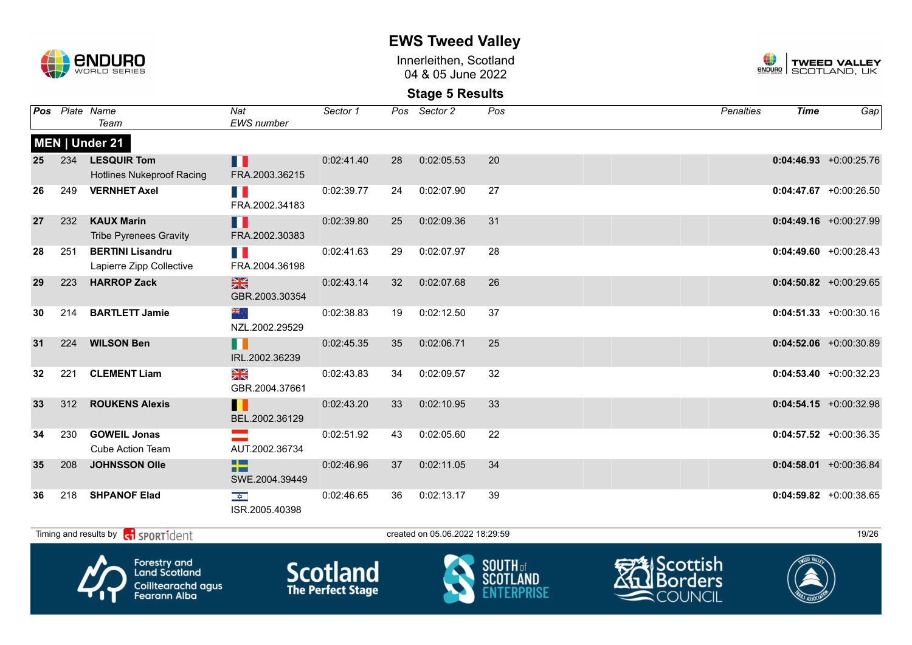# EWS Tweed Valley

Innerleithen, Scotland
04 & 05 June 2022

## Stage 5 Results

### MEN | Under 21

| Pos | Plate | Name / Team | Nat / EWS number | Sector 1 | Pos | Sector 2 | Pos | Penalties | Time | Gap |
|---|---|---|---|---|---|---|---|---|---|---|
| 25 | 234 | **LESQUIR Tom** Hotlines Nukeproof Racing | FRA.2003.36215 | 0:02:41.40 | 28 | 0:02:05.53 | 20 | | **0:04:46.93** | +0:00:25.76 |
| 26 | 249 | **VERNHET Axel** | FRA.2002.34183 | 0:02:39.77 | 24 | 0:02:07.90 | 27 | | **0:04:47.67** | +0:00:26.50 |
| 27 | 232 | **KAUX Marin** Tribe Pyrenees Gravity | FRA.2002.30383 | 0:02:39.80 | 25 | 0:02:09.36 | 31 | | **0:04:49.16** | +0:00:27.99 |
| 28 | 251 | **BERTINI Lisandru** Lapierre Zipp Collective | FRA.2004.36198 | 0:02:41.63 | 29 | 0:02:07.97 | 28 | | **0:04:49.60** | +0:00:28.43 |
| 29 | 223 | **HARROP Zack** | GBR.2003.30354 | 0:02:43.14 | 32 | 0:02:07.68 | 26 | | **0:04:50.82** | +0:00:29.65 |
| 30 | 214 | **BARTLETT Jamie** | NZL.2002.29529 | 0:02:38.83 | 19 | 0:02:12.50 | 37 | | **0:04:51.33** | +0:00:30.16 |
| 31 | 224 | **WILSON Ben** | IRL.2002.36239 | 0:02:45.35 | 35 | 0:02:06.71 | 25 | | **0:04:52.06** | +0:00:30.89 |
| 32 | 221 | **CLEMENT Liam** | GBR.2004.37661 | 0:02:43.83 | 34 | 0:02:09.57 | 32 | | **0:04:53.40** | +0:00:32.23 |
| 33 | 312 | **ROUKENS Alexis** | BEL.2002.36129 | 0:02:43.20 | 33 | 0:02:10.95 | 33 | | **0:04:54.15** | +0:00:32.98 |
| 34 | 230 | **GOWEIL Jonas** Cube Action Team | AUT.2002.36734 | 0:02:51.92 | 43 | 0:02:05.60 | 22 | | **0:04:57.52** | +0:00:36.35 |
| 35 | 208 | **JOHNSSON Olle** | SWE.2004.39449 | 0:02:46.96 | 37 | 0:02:11.05 | 34 | | **0:04:58.01** | +0:00:36.84 |
| 36 | 218 | **SHPANOF Elad** | ISR.2005.40398 | 0:02:46.65 | 36 | 0:02:13.17 | 39 | | **0:04:59.82** | +0:00:38.65 |

Timing and results by SPORTident — created on 05.06.2022 18:29:59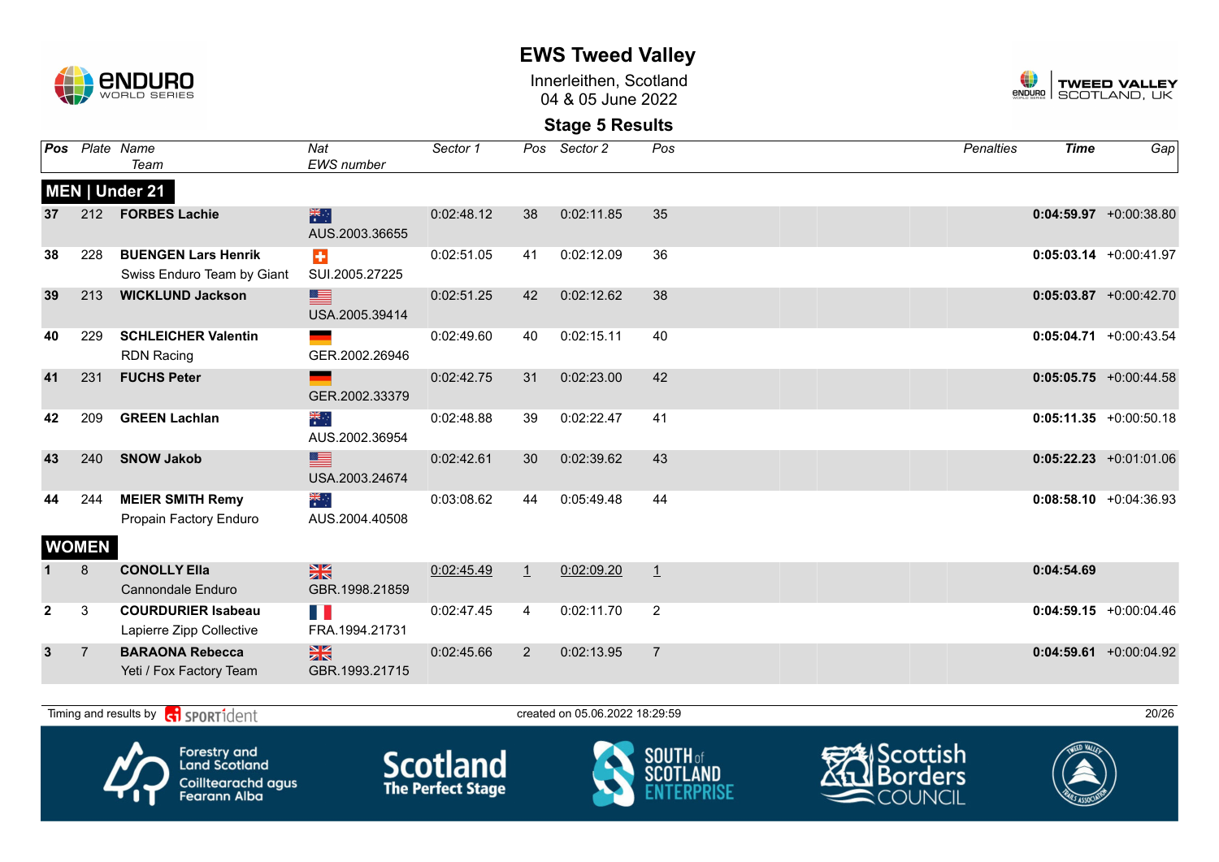# EWS Tweed Valley

Innerleithen, Scotland
04 & 05 June 2022

## Stage 5 Results

| Pos | Plate | Name / Team | Nat / EWS number | Sector 1 | Pos | Sector 2 | Pos | Penalties | Time | Gap |
|---|---|---|---|---|---|---|---|---|---|---|
| **MEN \| Under 21** | | | | | | | | | | |
| 37 | 212 | **FORBES Lachie** | AUS.2003.36655 | 0:02:48.12 | 38 | 0:02:11.85 | 35 | | **0:04:59.97** | +0:00:38.80 |
| 38 | 228 | **BUENGEN Lars Henrik** Swiss Enduro Team by Giant | SUI.2005.27225 | 0:02:51.05 | 41 | 0:02:12.09 | 36 | | **0:05:03.14** | +0:00:41.97 |
| 39 | 213 | **WICKLUND Jackson** | USA.2005.39414 | 0:02:51.25 | 42 | 0:02:12.62 | 38 | | **0:05:03.87** | +0:00:42.70 |
| 40 | 229 | **SCHLEICHER Valentin** RDN Racing | GER.2002.26946 | 0:02:49.60 | 40 | 0:02:15.11 | 40 | | **0:05:04.71** | +0:00:43.54 |
| 41 | 231 | **FUCHS Peter** | GER.2002.33379 | 0:02:42.75 | 31 | 0:02:23.00 | 42 | | **0:05:05.75** | +0:00:44.58 |
| 42 | 209 | **GREEN Lachlan** | AUS.2002.36954 | 0:02:48.88 | 39 | 0:02:22.47 | 41 | | **0:05:11.35** | +0:00:50.18 |
| 43 | 240 | **SNOW Jakob** | USA.2003.24674 | 0:02:42.61 | 30 | 0:02:39.62 | 43 | | **0:05:22.23** | +0:01:01.06 |
| 44 | 244 | **MEIER SMITH Remy** Propain Factory Enduro | AUS.2004.40508 | 0:03:08.62 | 44 | 0:05:49.48 | 44 | | **0:08:58.10** | +0:04:36.93 |
| **WOMEN** | | | | | | | | | | |
| 1 | 8 | **CONOLLY Ella** Cannondale Enduro | GBR.1998.21859 | 0:02:45.49 | 1 | 0:02:09.20 | 1 | | **0:04:54.69** | |
| 2 | 3 | **COURDURIER Isabeau** Lapierre Zipp Collective | FRA.1994.21731 | 0:02:47.45 | 4 | 0:02:11.70 | 2 | | **0:04:59.15** | +0:00:04.46 |
| 3 | 7 | **BARAONA Rebecca** Yeti / Fox Factory Team | GBR.1993.21715 | 0:02:45.66 | 2 | 0:02:13.95 | 7 | | **0:04:59.61** | +0:00:04.92 |

Timing and results by SPORTident — created on 05.06.2022 18:29:59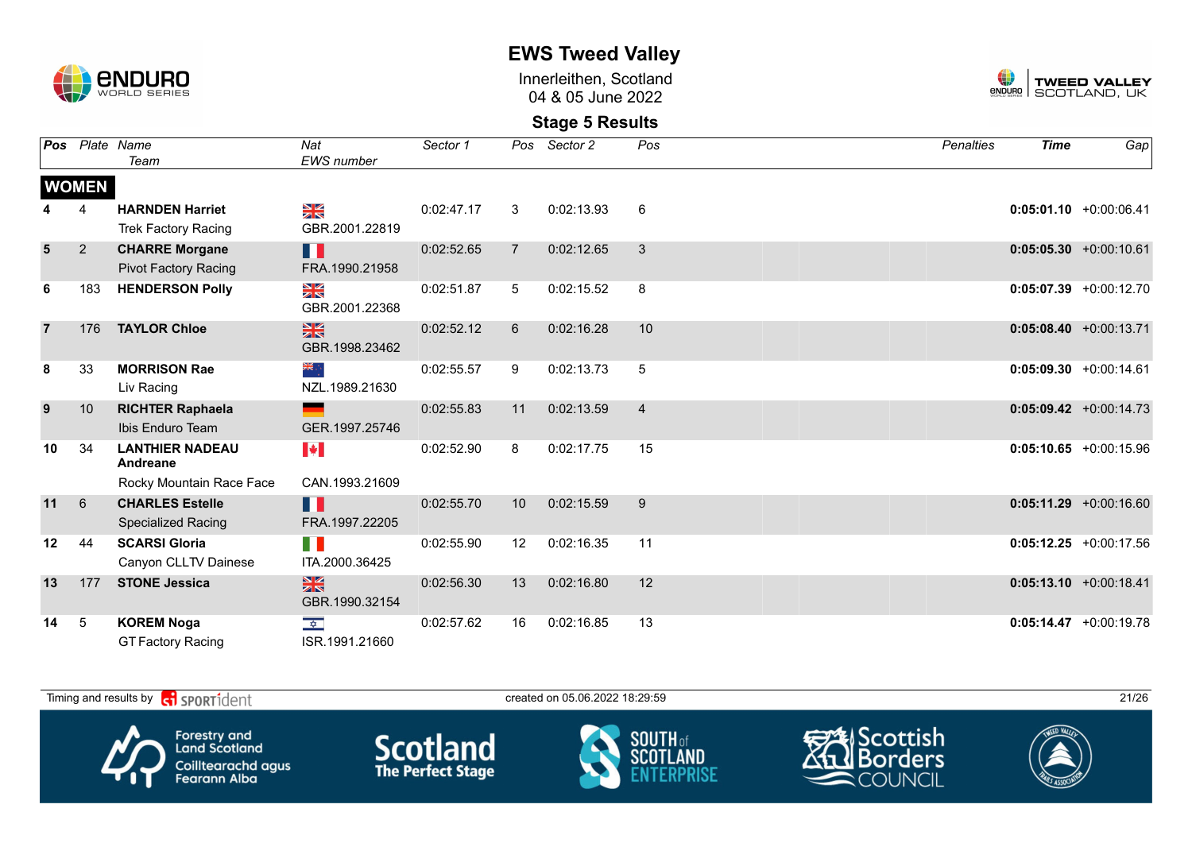# EWS Tweed Valley

Innerleithen, Scotland
04 & 05 June 2022

## Stage 5 Results

| Pos | Plate | Name / Team | Nat / EWS number | Sector 1 | Pos | Sector 2 | Pos | Penalties | Time | Gap |
|---|---|---|---|---|---|---|---|---|---|---|
| **WOMEN** | | | | | | | | | | |
| 4 | 4 | **HARNDEN Harriet** Trek Factory Racing | GBR.2001.22819 | 0:02:47.17 | 3 | 0:02:13.93 | 6 | | **0:05:01.10** | +0:00:06.41 |
| 5 | 2 | **CHARRE Morgane** Pivot Factory Racing | FRA.1990.21958 | 0:02:52.65 | 7 | 0:02:12.65 | 3 | | **0:05:05.30** | +0:00:10.61 |
| 6 | 183 | **HENDERSON Polly** | GBR.2001.22368 | 0:02:51.87 | 5 | 0:02:15.52 | 8 | | **0:05:07.39** | +0:00:12.70 |
| 7 | 176 | **TAYLOR Chloe** | GBR.1998.23462 | 0:02:52.12 | 6 | 0:02:16.28 | 10 | | **0:05:08.40** | +0:00:13.71 |
| 8 | 33 | **MORRISON Rae** Liv Racing | NZL.1989.21630 | 0:02:55.57 | 9 | 0:02:13.73 | 5 | | **0:05:09.30** | +0:00:14.61 |
| 9 | 10 | **RICHTER Raphaela** Ibis Enduro Team | GER.1997.25746 | 0:02:55.83 | 11 | 0:02:13.59 | 4 | | **0:05:09.42** | +0:00:14.73 |
| 10 | 34 | **LANTHIER NADEAU Andreane** Rocky Mountain Race Face | CAN.1993.21609 | 0:02:52.90 | 8 | 0:02:17.75 | 15 | | **0:05:10.65** | +0:00:15.96 |
| 11 | 6 | **CHARLES Estelle** Specialized Racing | FRA.1997.22205 | 0:02:55.70 | 10 | 0:02:15.59 | 9 | | **0:05:11.29** | +0:00:16.60 |
| 12 | 44 | **SCARSI Gloria** Canyon CLLTV Dainese | ITA.2000.36425 | 0:02:55.90 | 12 | 0:02:16.35 | 11 | | **0:05:12.25** | +0:00:17.56 |
| 13 | 177 | **STONE Jessica** | GBR.1990.32154 | 0:02:56.30 | 13 | 0:02:16.80 | 12 | | **0:05:13.10** | +0:00:18.41 |
| 14 | 5 | **KOREM Noga** GT Factory Racing | ISR.1991.21660 | 0:02:57.62 | 16 | 0:02:16.85 | 13 | | **0:05:14.47** | +0:00:19.78 |

Timing and results by SPORTident — created on 05.06.2022 18:29:59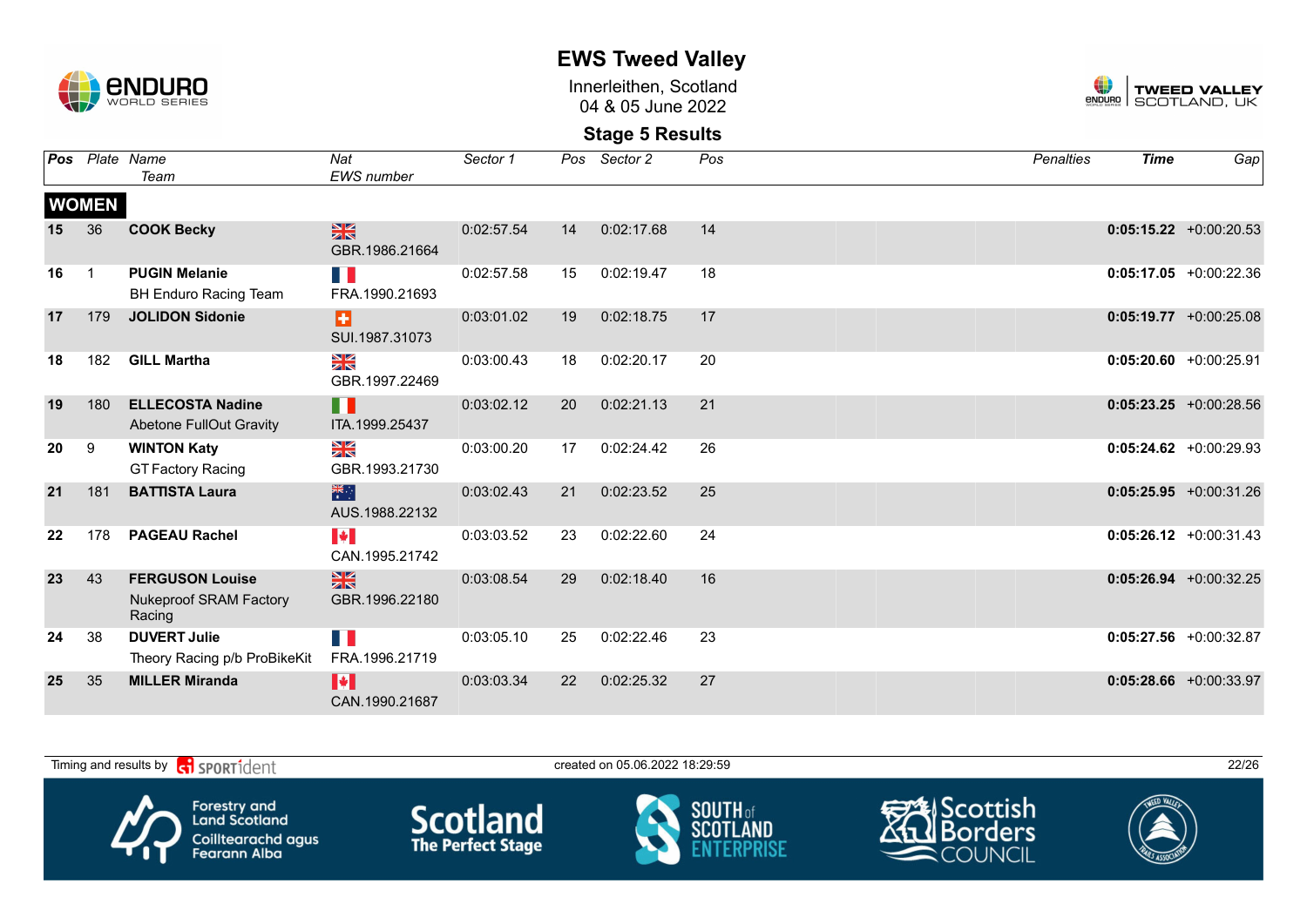# EWS Tweed Valley

Innerleithen, Scotland
04 & 05 June 2022

## Stage 5 Results

| Pos | Plate | Name / Team | Nat / EWS number | Sector 1 | Pos | Sector 2 | Pos | Penalties | Time | Gap |
|---|---|---|---|---|---|---|---|---|---|---|
| **WOMEN** | | | | | | | | | | |
| 15 | 36 | **COOK Becky** | GBR.1986.21664 | 0:02:57.54 | 14 | 0:02:17.68 | 14 | | **0:05:15.22** | +0:00:20.53 |
| 16 | 1 | **PUGIN Melanie** BH Enduro Racing Team | FRA.1990.21693 | 0:02:57.58 | 15 | 0:02:19.47 | 18 | | **0:05:17.05** | +0:00:22.36 |
| 17 | 179 | **JOLIDON Sidonie** | SUI.1987.31073 | 0:03:01.02 | 19 | 0:02:18.75 | 17 | | **0:05:19.77** | +0:00:25.08 |
| 18 | 182 | **GILL Martha** | GBR.1997.22469 | 0:03:00.43 | 18 | 0:02:20.17 | 20 | | **0:05:20.60** | +0:00:25.91 |
| 19 | 180 | **ELLECOSTA Nadine** Abetone FullOut Gravity | ITA.1999.25437 | 0:03:02.12 | 20 | 0:02:21.13 | 21 | | **0:05:23.25** | +0:00:28.56 |
| 20 | 9 | **WINTON Katy** GT Factory Racing | GBR.1993.21730 | 0:03:00.20 | 17 | 0:02:24.42 | 26 | | **0:05:24.62** | +0:00:29.93 |
| 21 | 181 | **BATTISTA Laura** | AUS.1988.22132 | 0:03:02.43 | 21 | 0:02:23.52 | 25 | | **0:05:25.95** | +0:00:31.26 |
| 22 | 178 | **PAGEAU Rachel** | CAN.1995.21742 | 0:03:03.52 | 23 | 0:02:22.60 | 24 | | **0:05:26.12** | +0:00:31.43 |
| 23 | 43 | **FERGUSON Louise** Nukeproof SRAM Factory Racing | GBR.1996.22180 | 0:03:08.54 | 29 | 0:02:18.40 | 16 | | **0:05:26.94** | +0:00:32.25 |
| 24 | 38 | **DUVERT Julie** Theory Racing p/b ProBikeKit | FRA.1996.21719 | 0:03:05.10 | 25 | 0:02:22.46 | 23 | | **0:05:27.56** | +0:00:32.87 |
| 25 | 35 | **MILLER Miranda** | CAN.1990.21687 | 0:03:03.34 | 22 | 0:02:25.32 | 27 | | **0:05:28.66** | +0:00:33.97 |

Timing and results by SPORTident — created on 05.06.2022 18:29:59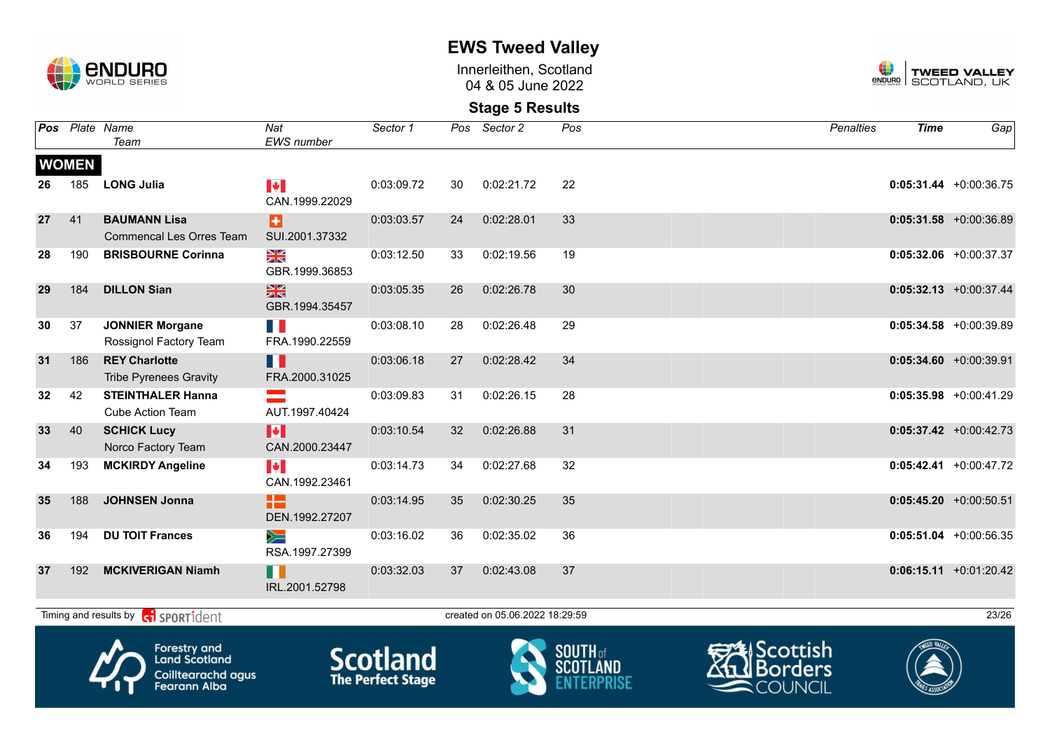# EWS Tweed Valley

Innerleithen, Scotland
04 & 05 June 2022

## Stage 5 Results

| Pos | Plate | Name / Team | Nat / EWS number | Sector 1 | Pos | Sector 2 | Pos | Penalties | Time | Gap |
|---|---|---|---|---|---|---|---|---|---|---|
| **WOMEN** | | | | | | | | | | |
| 26 | 185 | **LONG Julia** | CAN.1999.22029 | 0:03:09.72 | 30 | 0:02:21.72 | 22 | | **0:05:31.44** | +0:00:36.75 |
| 27 | 41 | **BAUMANN Lisa** Commencal Les Orres Team | SUI.2001.37332 | 0:03:03.57 | 24 | 0:02:28.01 | 33 | | **0:05:31.58** | +0:00:36.89 |
| 28 | 190 | **BRISBOURNE Corinna** | GBR.1999.36853 | 0:03:12.50 | 33 | 0:02:19.56 | 19 | | **0:05:32.06** | +0:00:37.37 |
| 29 | 184 | **DILLON Sian** | GBR.1994.35457 | 0:03:05.35 | 26 | 0:02:26.78 | 30 | | **0:05:32.13** | +0:00:37.44 |
| 30 | 37 | **JONNIER Morgane** Rossignol Factory Team | FRA.1990.22559 | 0:03:08.10 | 28 | 0:02:26.48 | 29 | | **0:05:34.58** | +0:00:39.89 |
| 31 | 186 | **REY Charlotte** Tribe Pyrenees Gravity | FRA.2000.31025 | 0:03:06.18 | 27 | 0:02:28.42 | 34 | | **0:05:34.60** | +0:00:39.91 |
| 32 | 42 | **STEINTHALER Hanna** Cube Action Team | AUT.1997.40424 | 0:03:09.83 | 31 | 0:02:26.15 | 28 | | **0:05:35.98** | +0:00:41.29 |
| 33 | 40 | **SCHICK Lucy** Norco Factory Team | CAN.2000.23447 | 0:03:10.54 | 32 | 0:02:26.88 | 31 | | **0:05:37.42** | +0:00:42.73 |
| 34 | 193 | **MCKIRDY Angeline** | CAN.1992.23461 | 0:03:14.73 | 34 | 0:02:27.68 | 32 | | **0:05:42.41** | +0:00:47.72 |
| 35 | 188 | **JOHNSEN Jonna** | DEN.1992.27207 | 0:03:14.95 | 35 | 0:02:30.25 | 35 | | **0:05:45.20** | +0:00:50.51 |
| 36 | 194 | **DU TOIT Frances** | RSA.1997.27399 | 0:03:16.02 | 36 | 0:02:35.02 | 36 | | **0:05:51.04** | +0:00:56.35 |
| 37 | 192 | **MCKIVERIGAN Niamh** | IRL.2001.52798 | 0:03:32.03 | 37 | 0:02:43.08 | 37 | | **0:06:15.11** | +0:01:20.42 |

Timing and results by SPORTident — created on 05.06.2022 18:29:59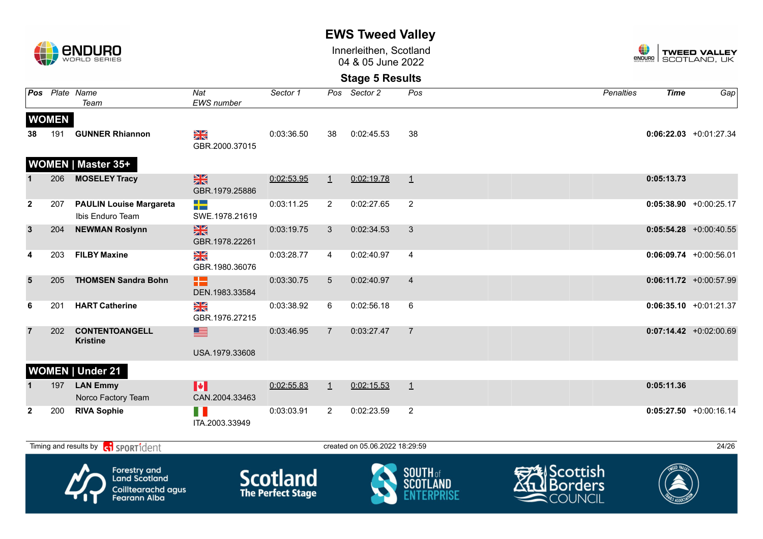# EWS Tweed Valley

Innerleithen, Scotland
04 & 05 June 2022

## Stage 5 Results

| Pos | Plate | Name / Team | Nat / EWS number | Sector 1 | Pos | Sector 2 | Pos | Penalties | Time | Gap |
|---|---|---|---|---|---|---|---|---|---|---|
| **WOMEN** | | | | | | | | | | |
| 38 | 191 | **GUNNER Rhiannon** | GBR.2000.37015 | 0:03:36.50 | 38 | 0:02:45.53 | 38 | | **0:06:22.03** | +0:01:27.34 |
| **WOMEN \| Master 35+** | | | | | | | | | | |
| 1 | 206 | **MOSELEY Tracy** | GBR.1979.25886 | 0:02:53.95 | 1 | 0:02:19.78 | 1 | | **0:05:13.73** | |
| 2 | 207 | **PAULIN Louise Margareta** Ibis Enduro Team | SWE.1978.21619 | 0:03:11.25 | 2 | 0:02:27.65 | 2 | | **0:05:38.90** | +0:00:25.17 |
| 3 | 204 | **NEWMAN Roslynn** | GBR.1978.22261 | 0:03:19.75 | 3 | 0:02:34.53 | 3 | | **0:05:54.28** | +0:00:40.55 |
| 4 | 203 | **FILBY Maxine** | GBR.1980.36076 | 0:03:28.77 | 4 | 0:02:40.97 | 4 | | **0:06:09.74** | +0:00:56.01 |
| 5 | 205 | **THOMSEN Sandra Bohn** | DEN.1983.33584 | 0:03:30.75 | 5 | 0:02:40.97 | 4 | | **0:06:11.72** | +0:00:57.99 |
| 6 | 201 | **HART Catherine** | GBR.1976.27215 | 0:03:38.92 | 6 | 0:02:56.18 | 6 | | **0:06:35.10** | +0:01:21.37 |
| 7 | 202 | **CONTENTOANGELL Kristine** | USA.1979.33608 | 0:03:46.95 | 7 | 0:03:27.47 | 7 | | **0:07:14.42** | +0:02:00.69 |
| **WOMEN \| Under 21** | | | | | | | | | | |
| 1 | 197 | **LAN Emmy** Norco Factory Team | CAN.2004.33463 | 0:02:55.83 | 1 | 0:02:15.53 | 1 | | **0:05:11.36** | |
| 2 | 200 | **RIVA Sophie** | ITA.2003.33949 | 0:03:03.91 | 2 | 0:02:23.59 | 2 | | **0:05:27.50** | +0:00:16.14 |

Timing and results by SPORTident

created on 05.06.2022 18:29:59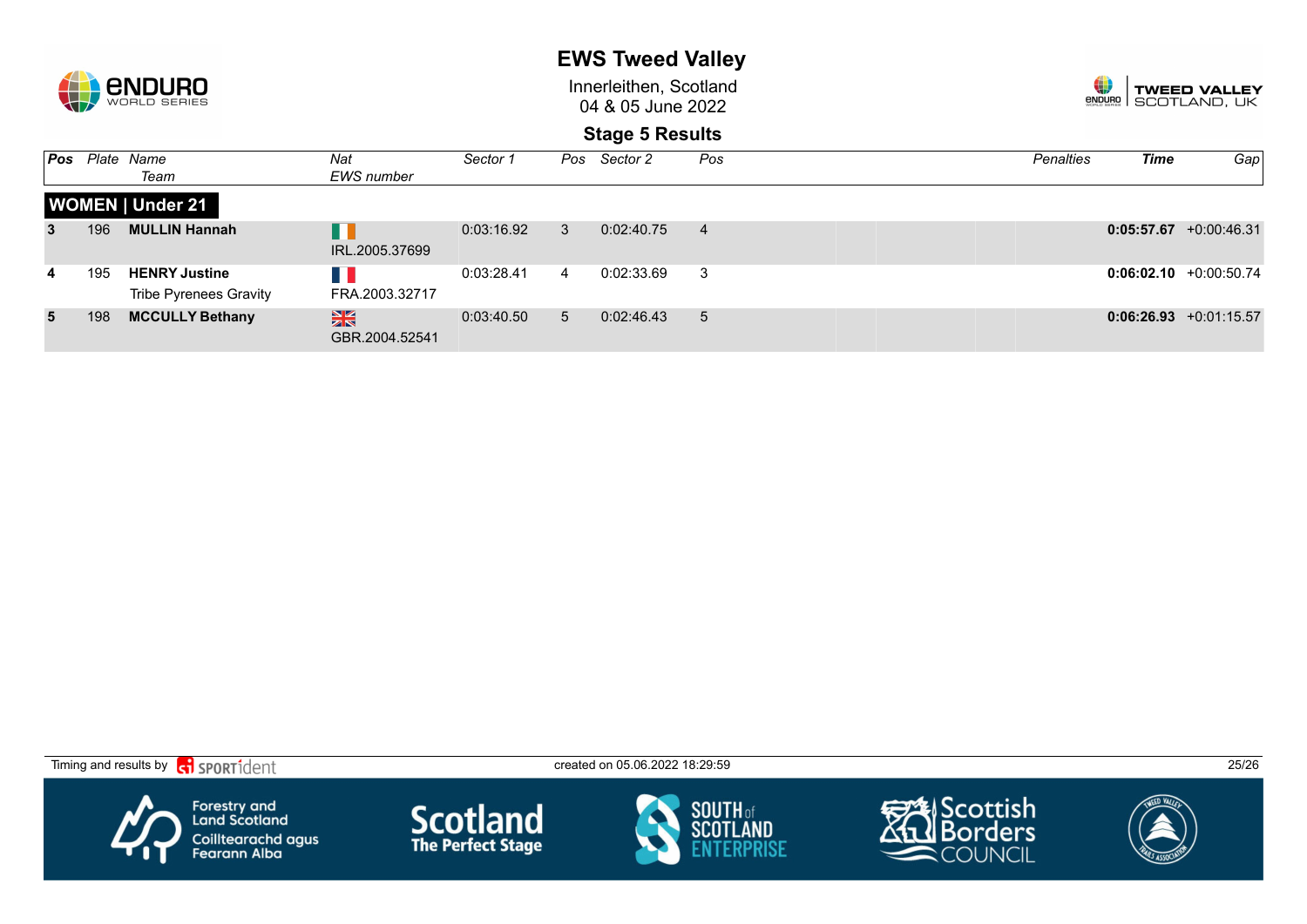# EWS Tweed Valley

Innerleithen, Scotland
04 & 05 June 2022

## Stage 5 Results

| Pos | Plate | Name / Team | Nat / EWS number | Sector 1 | Pos | Sector 2 | Pos | Penalties | Time | Gap |
|---|---|---|---|---|---|---|---|---|---|---|
| **WOMEN \| Under 21** | | | | | | | | | | |
| **3** | 196 | **MULLIN Hannah** | IRL.2005.37699 | 0:03:16.92 | 3 | 0:02:40.75 | 4 | | **0:05:57.67** | +0:00:46.31 |
| **4** | 195 | **HENRY Justine** Tribe Pyrenees Gravity | FRA.2003.32717 | 0:03:28.41 | 4 | 0:02:33.69 | 3 | | **0:06:02.10** | +0:00:50.74 |
| **5** | 198 | **MCCULLY Bethany** | GBR.2004.52541 | 0:03:40.50 | 5 | 0:02:46.43 | 5 | | **0:06:26.93** | +0:01:15.57 |

Timing and results by SPORTident

created on 05.06.2022 18:29:59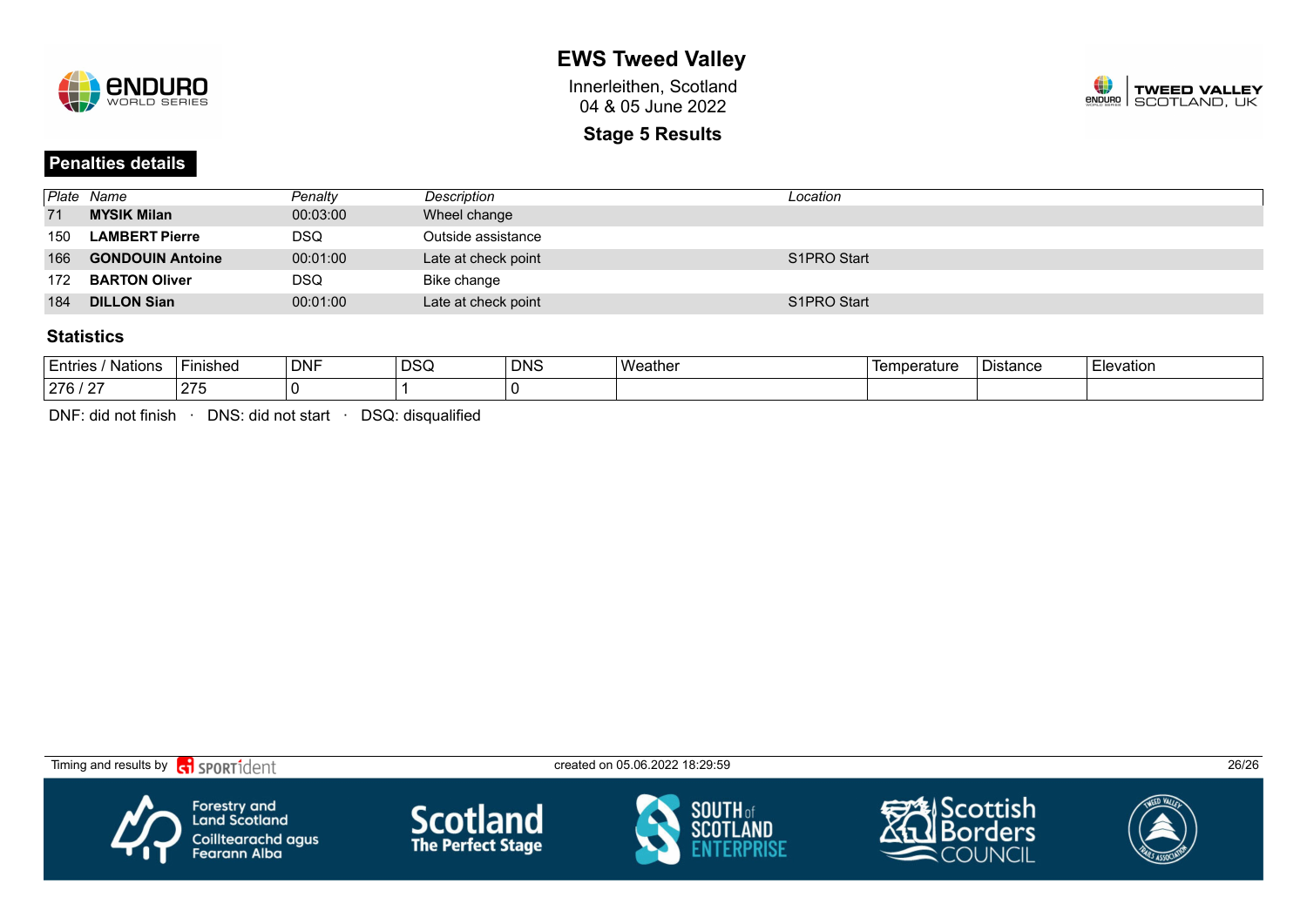# EWS Tweed Valley

Innerleithen, Scotland
04 & 05 June 2022

**Stage 5 Results**

## Penalties details

| Plate | Name | Penalty | Description | Location |
|---|---|---|---|---|
| 71 | **MYSIK Milan** | 00:03:00 | Wheel change | |
| 150 | **LAMBERT Pierre** | DSQ | Outside assistance | |
| 166 | **GONDOUIN Antoine** | 00:01:00 | Late at check point | S1PRO Start |
| 172 | **BARTON Oliver** | DSQ | Bike change | |
| 184 | **DILLON Sian** | 00:01:00 | Late at check point | S1PRO Start |

### Statistics

| Entries / Nations | Finished | DNF | DSQ | DNS | Weather | Temperature | Distance | Elevation |
|---|---|---|---|---|---|---|---|---|
| 276 / 27 | 275 | 0 | 1 | 0 | | | | |

DNF: did not finish · DNS: did not start · DSQ: disqualified

Timing and results by SPORTident

created on 05.06.2022 18:29:59